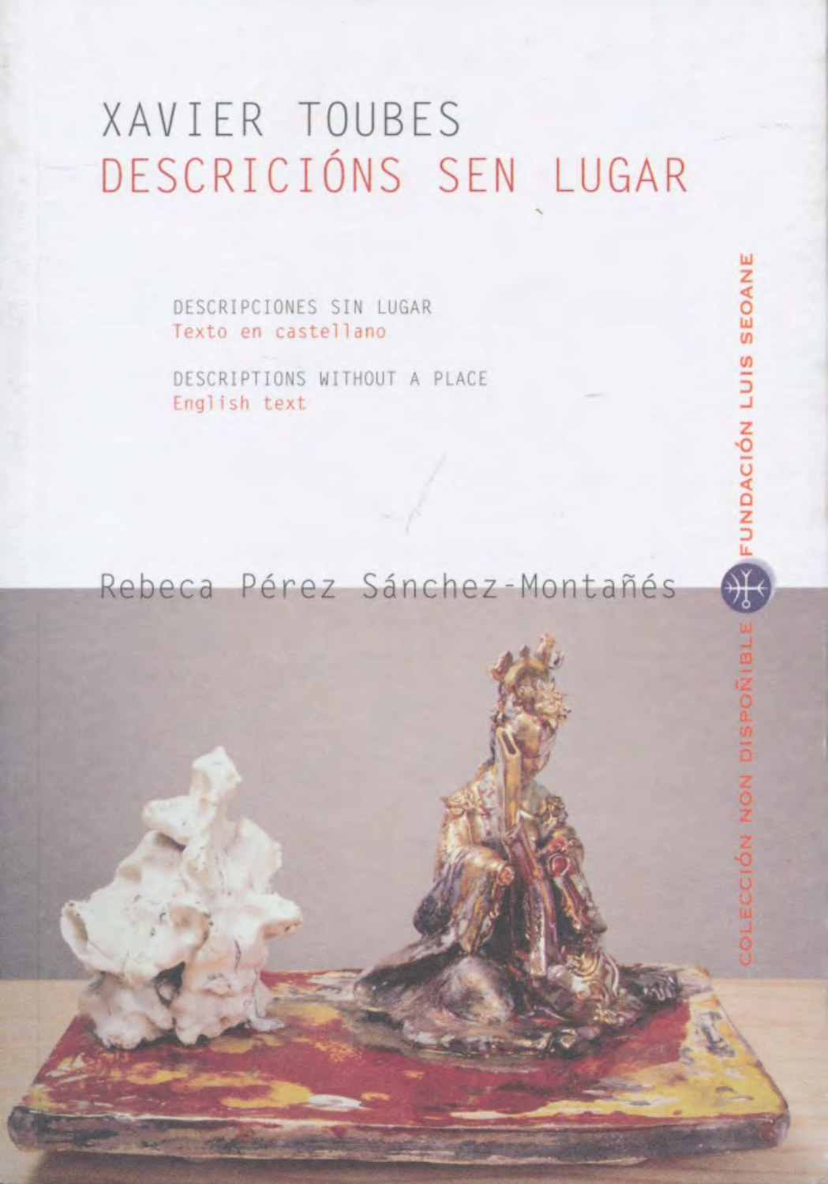# XAVIER TOUBES
# DESCRICIÓNS SEN LUGAR

DESCRIPCIONES SIN LUGAR
Texto en castellano

DESCRIPTIONS WITHOUT A PLACE
English text

Rebeca Pérez Sánchez-Montañés

FUNDACIÓN LUIS SEOANE

COLECCIÓN NON DISPOÑIBLE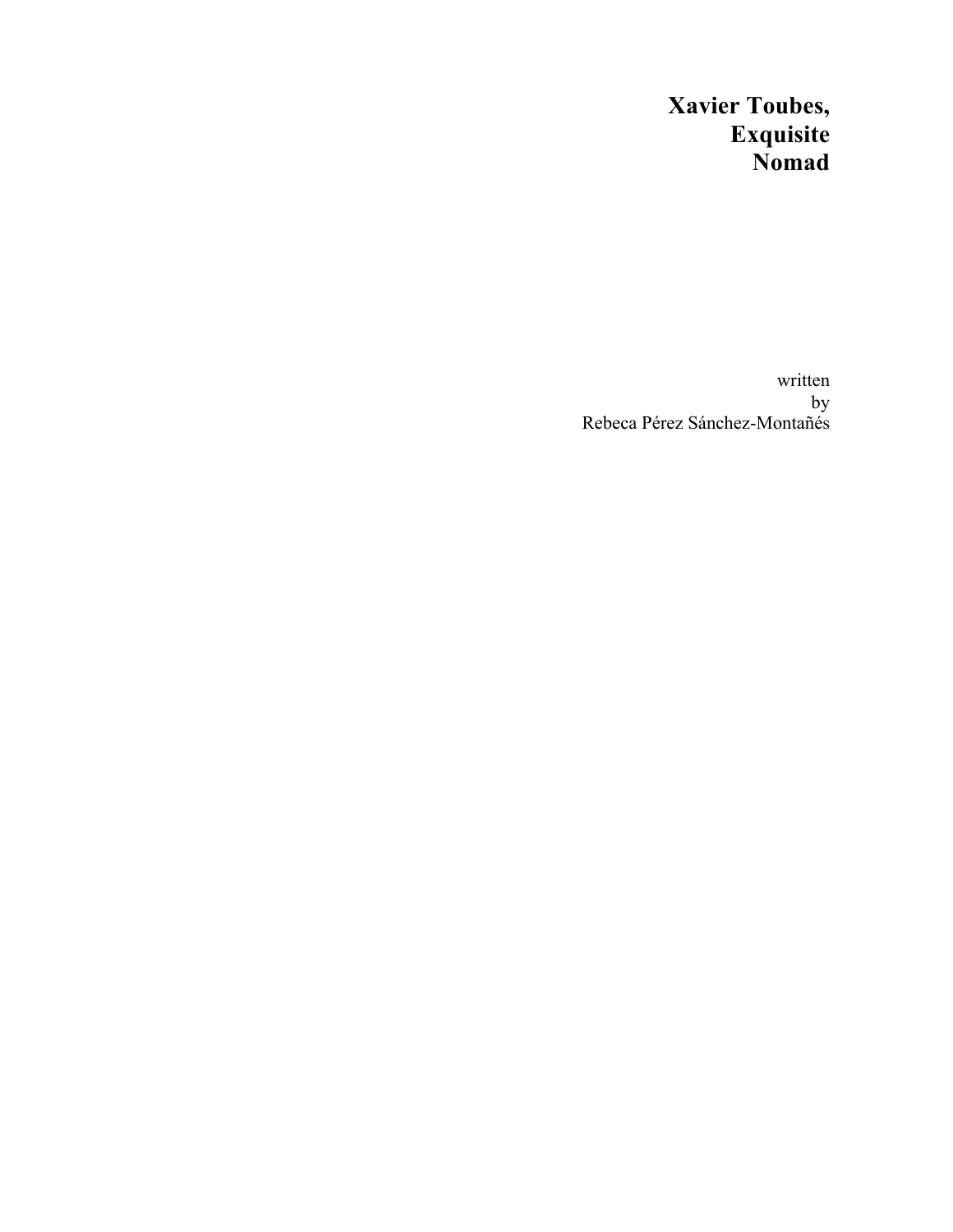# Xavier Toubes, Exquisite Nomad

written by Rebeca Pérez Sánchez-Montañés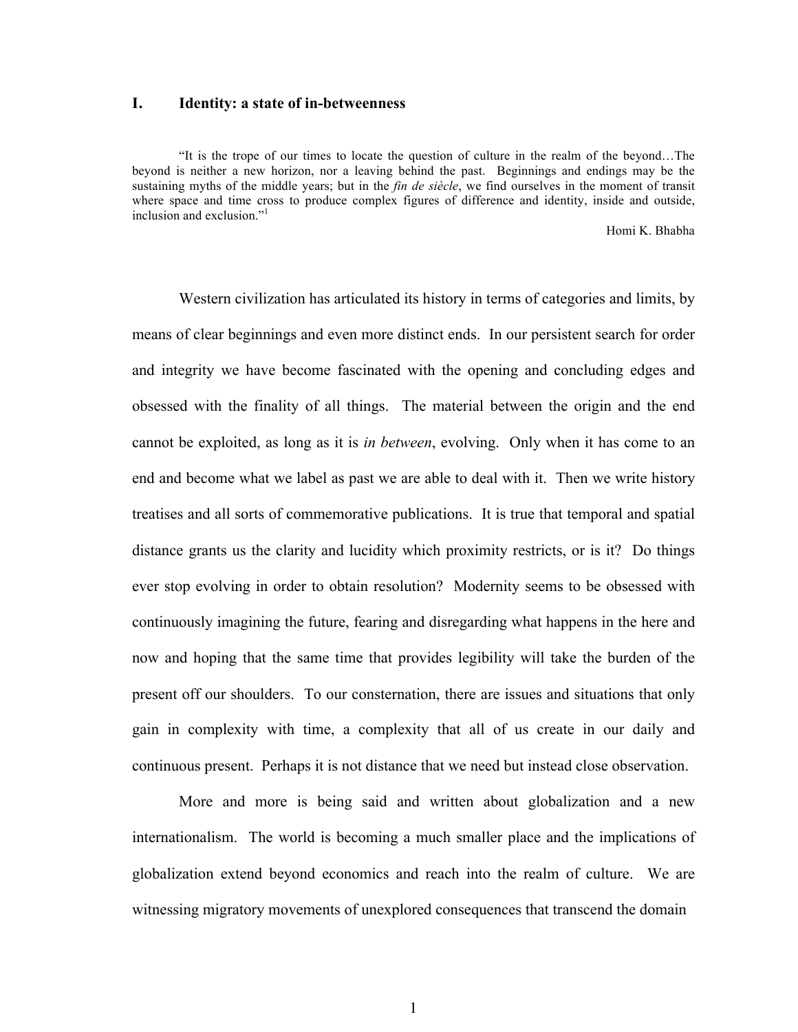# I. Identity: a state of in-betweenness

> "It is the trope of our times to locate the question of culture in the realm of the beyond…The beyond is neither a new horizon, nor a leaving behind the past. Beginnings and endings may be the sustaining myths of the middle years; but in the *fin de siècle*, we find ourselves in the moment of transit where space and time cross to produce complex figures of difference and identity, inside and outside, inclusion and exclusion."[1]
>
> Homi K. Bhabha

Western civilization has articulated its history in terms of categories and limits, by means of clear beginnings and even more distinct ends. In our persistent search for order and integrity we have become fascinated with the opening and concluding edges and obsessed with the finality of all things. The material between the origin and the end cannot be exploited, as long as it is *in between*, evolving. Only when it has come to an end and become what we label as past we are able to deal with it. Then we write history treatises and all sorts of commemorative publications. It is true that temporal and spatial distance grants us the clarity and lucidity which proximity restricts, or is it? Do things ever stop evolving in order to obtain resolution? Modernity seems to be obsessed with continuously imagining the future, fearing and disregarding what happens in the here and now and hoping that the same time that provides legibility will take the burden of the present off our shoulders. To our consternation, there are issues and situations that only gain in complexity with time, a complexity that all of us create in our daily and continuous present. Perhaps it is not distance that we need but instead close observation.

More and more is being said and written about globalization and a new internationalism. The world is becoming a much smaller place and the implications of globalization extend beyond economics and reach into the realm of culture. We are witnessing migratory movements of unexplored consequences that transcend the domain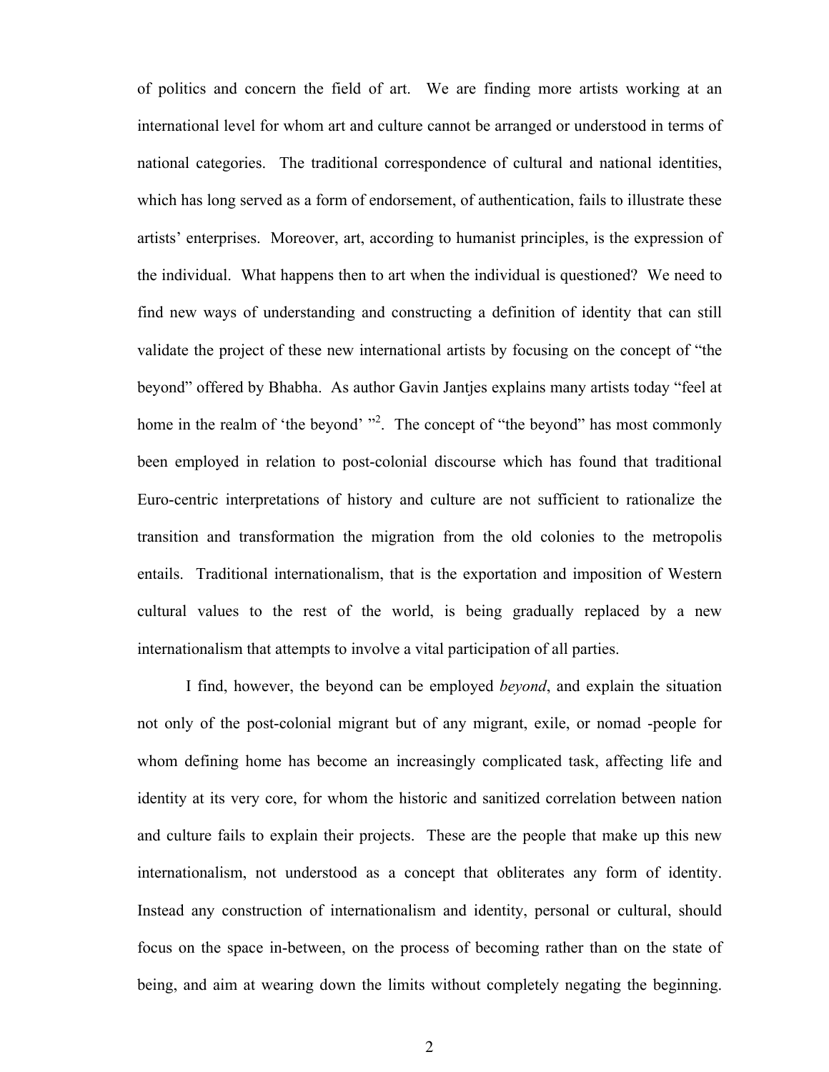of politics and concern the field of art. We are finding more artists working at an international level for whom art and culture cannot be arranged or understood in terms of national categories. The traditional correspondence of cultural and national identities, which has long served as a form of endorsement, of authentication, fails to illustrate these artists' enterprises. Moreover, art, according to humanist principles, is the expression of the individual. What happens then to art when the individual is questioned? We need to find new ways of understanding and constructing a definition of identity that can still validate the project of these new international artists by focusing on the concept of "the beyond" offered by Bhabha. As author Gavin Jantjes explains many artists today "feel at home in the realm of 'the beyond' "[2]. The concept of "the beyond" has most commonly been employed in relation to post-colonial discourse which has found that traditional Euro-centric interpretations of history and culture are not sufficient to rationalize the transition and transformation the migration from the old colonies to the metropolis entails. Traditional internationalism, that is the exportation and imposition of Western cultural values to the rest of the world, is being gradually replaced by a new internationalism that attempts to involve a vital participation of all parties.

I find, however, the beyond can be employed *beyond*, and explain the situation not only of the post-colonial migrant but of any migrant, exile, or nomad -people for whom defining home has become an increasingly complicated task, affecting life and identity at its very core, for whom the historic and sanitized correlation between nation and culture fails to explain their projects. These are the people that make up this new internationalism, not understood as a concept that obliterates any form of identity. Instead any construction of internationalism and identity, personal or cultural, should focus on the space in-between, on the process of becoming rather than on the state of being, and aim at wearing down the limits without completely negating the beginning.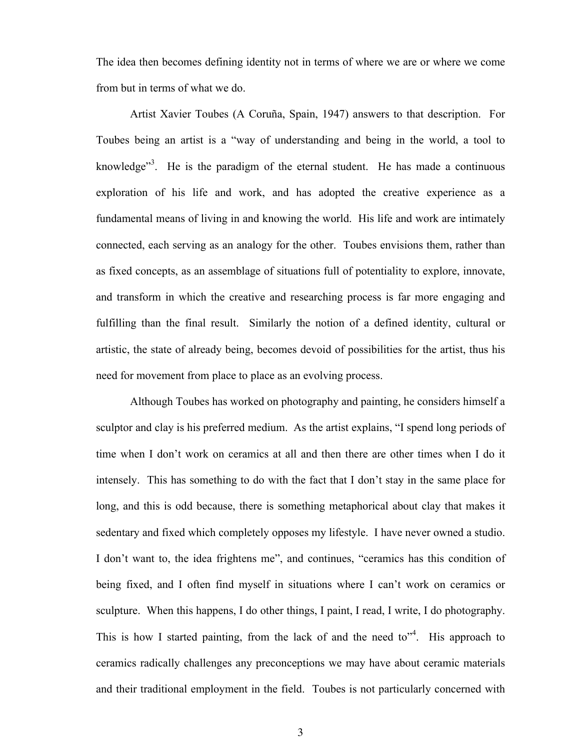The idea then becomes defining identity not in terms of where we are or where we come from but in terms of what we do.

Artist Xavier Toubes (A Coruña, Spain, 1947) answers to that description. For Toubes being an artist is a "way of understanding and being in the world, a tool to knowledge"[3]. He is the paradigm of the eternal student. He has made a continuous exploration of his life and work, and has adopted the creative experience as a fundamental means of living in and knowing the world. His life and work are intimately connected, each serving as an analogy for the other. Toubes envisions them, rather than as fixed concepts, as an assemblage of situations full of potentiality to explore, innovate, and transform in which the creative and researching process is far more engaging and fulfilling than the final result. Similarly the notion of a defined identity, cultural or artistic, the state of already being, becomes devoid of possibilities for the artist, thus his need for movement from place to place as an evolving process.

Although Toubes has worked on photography and painting, he considers himself a sculptor and clay is his preferred medium. As the artist explains, "I spend long periods of time when I don't work on ceramics at all and then there are other times when I do it intensely. This has something to do with the fact that I don't stay in the same place for long, and this is odd because, there is something metaphorical about clay that makes it sedentary and fixed which completely opposes my lifestyle. I have never owned a studio. I don't want to, the idea frightens me", and continues, "ceramics has this condition of being fixed, and I often find myself in situations where I can't work on ceramics or sculpture. When this happens, I do other things, I paint, I read, I write, I do photography. This is how I started painting, from the lack of and the need to"[4]. His approach to ceramics radically challenges any preconceptions we may have about ceramic materials and their traditional employment in the field. Toubes is not particularly concerned with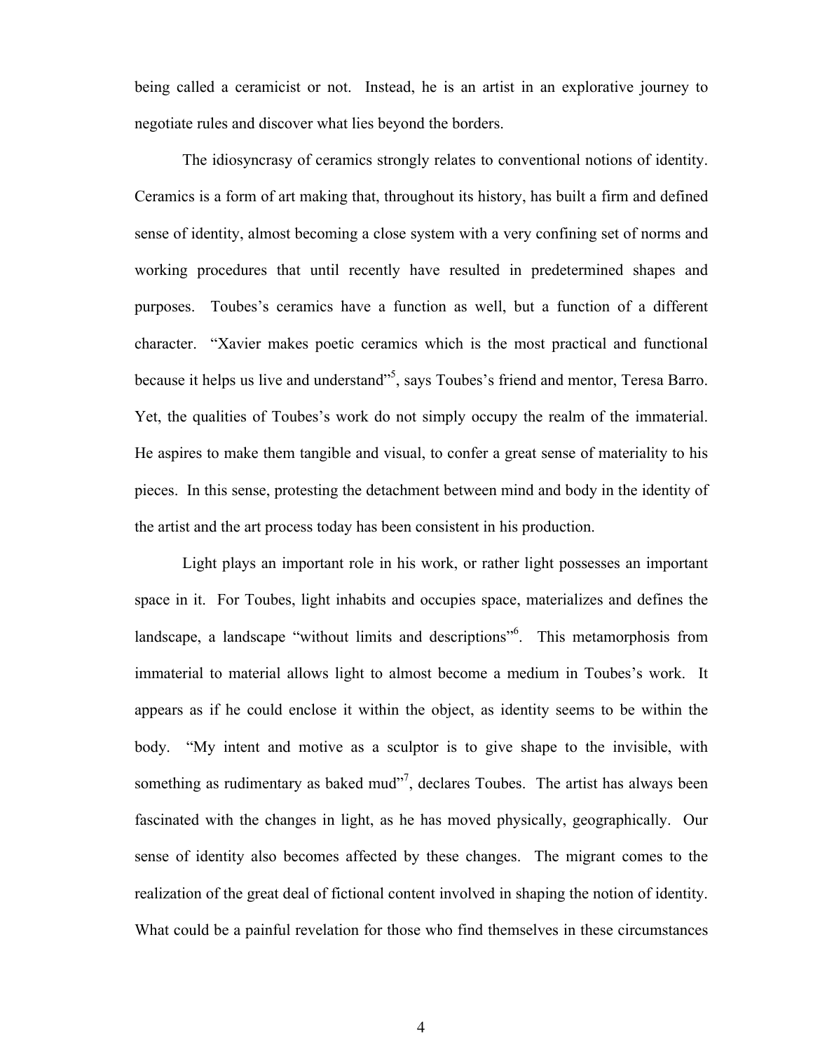being called a ceramicist or not. Instead, he is an artist in an explorative journey to negotiate rules and discover what lies beyond the borders.

The idiosyncrasy of ceramics strongly relates to conventional notions of identity. Ceramics is a form of art making that, throughout its history, has built a firm and defined sense of identity, almost becoming a close system with a very confining set of norms and working procedures that until recently have resulted in predetermined shapes and purposes. Toubes's ceramics have a function as well, but a function of a different character. "Xavier makes poetic ceramics which is the most practical and functional because it helps us live and understand"[5], says Toubes's friend and mentor, Teresa Barro. Yet, the qualities of Toubes's work do not simply occupy the realm of the immaterial. He aspires to make them tangible and visual, to confer a great sense of materiality to his pieces. In this sense, protesting the detachment between mind and body in the identity of the artist and the art process today has been consistent in his production.

Light plays an important role in his work, or rather light possesses an important space in it. For Toubes, light inhabits and occupies space, materializes and defines the landscape, a landscape "without limits and descriptions"[6]. This metamorphosis from immaterial to material allows light to almost become a medium in Toubes's work. It appears as if he could enclose it within the object, as identity seems to be within the body. "My intent and motive as a sculptor is to give shape to the invisible, with something as rudimentary as baked mud"[7], declares Toubes. The artist has always been fascinated with the changes in light, as he has moved physically, geographically. Our sense of identity also becomes affected by these changes. The migrant comes to the realization of the great deal of fictional content involved in shaping the notion of identity. What could be a painful revelation for those who find themselves in these circumstances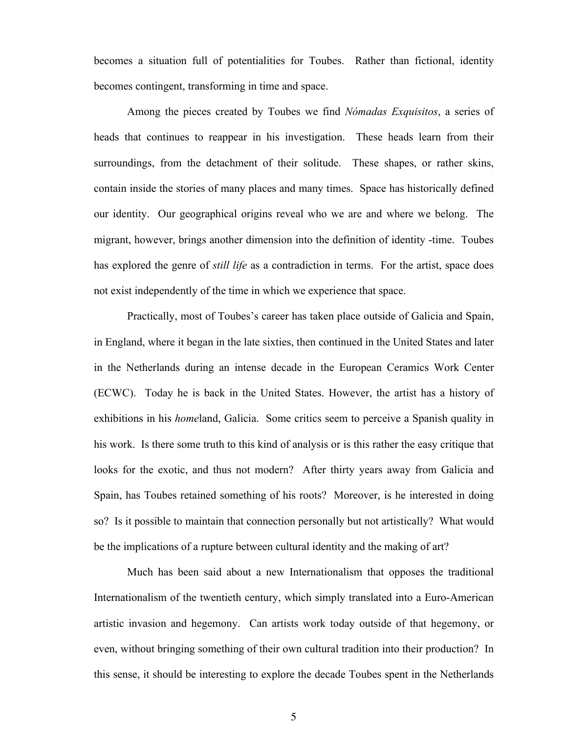becomes a situation full of potentialities for Toubes. Rather than fictional, identity becomes contingent, transforming in time and space.

Among the pieces created by Toubes we find *Nómadas Exquisitos*, a series of heads that continues to reappear in his investigation. These heads learn from their surroundings, from the detachment of their solitude. These shapes, or rather skins, contain inside the stories of many places and many times. Space has historically defined our identity. Our geographical origins reveal who we are and where we belong. The migrant, however, brings another dimension into the definition of identity -time. Toubes has explored the genre of *still life* as a contradiction in terms. For the artist, space does not exist independently of the time in which we experience that space.

Practically, most of Toubes's career has taken place outside of Galicia and Spain, in England, where it began in the late sixties, then continued in the United States and later in the Netherlands during an intense decade in the European Ceramics Work Center (ECWC). Today he is back in the United States. However, the artist has a history of exhibitions in his *home*land, Galicia. Some critics seem to perceive a Spanish quality in his work. Is there some truth to this kind of analysis or is this rather the easy critique that looks for the exotic, and thus not modern? After thirty years away from Galicia and Spain, has Toubes retained something of his roots? Moreover, is he interested in doing so? Is it possible to maintain that connection personally but not artistically? What would be the implications of a rupture between cultural identity and the making of art?

Much has been said about a new Internationalism that opposes the traditional Internationalism of the twentieth century, which simply translated into a Euro-American artistic invasion and hegemony. Can artists work today outside of that hegemony, or even, without bringing something of their own cultural tradition into their production? In this sense, it should be interesting to explore the decade Toubes spent in the Netherlands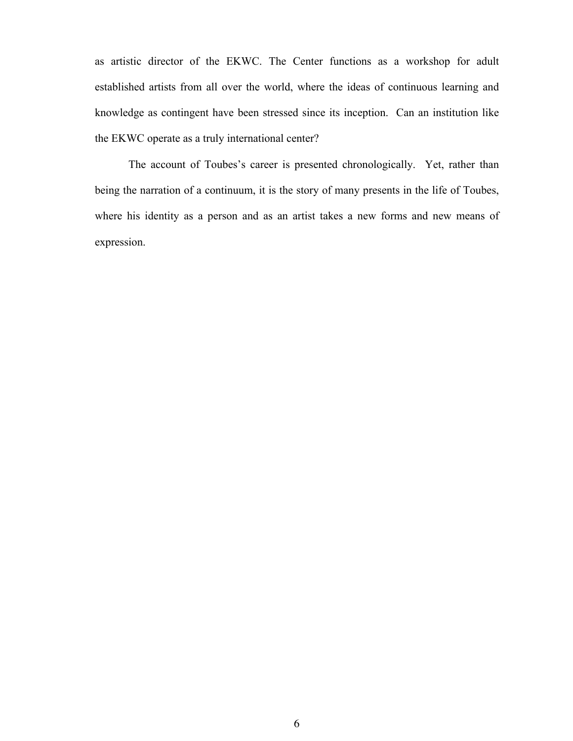as artistic director of the EKWC. The Center functions as a workshop for adult established artists from all over the world, where the ideas of continuous learning and knowledge as contingent have been stressed since its inception. Can an institution like the EKWC operate as a truly international center?

The account of Toubes's career is presented chronologically. Yet, rather than being the narration of a continuum, it is the story of many presents in the life of Toubes, where his identity as a person and as an artist takes a new forms and new means of expression.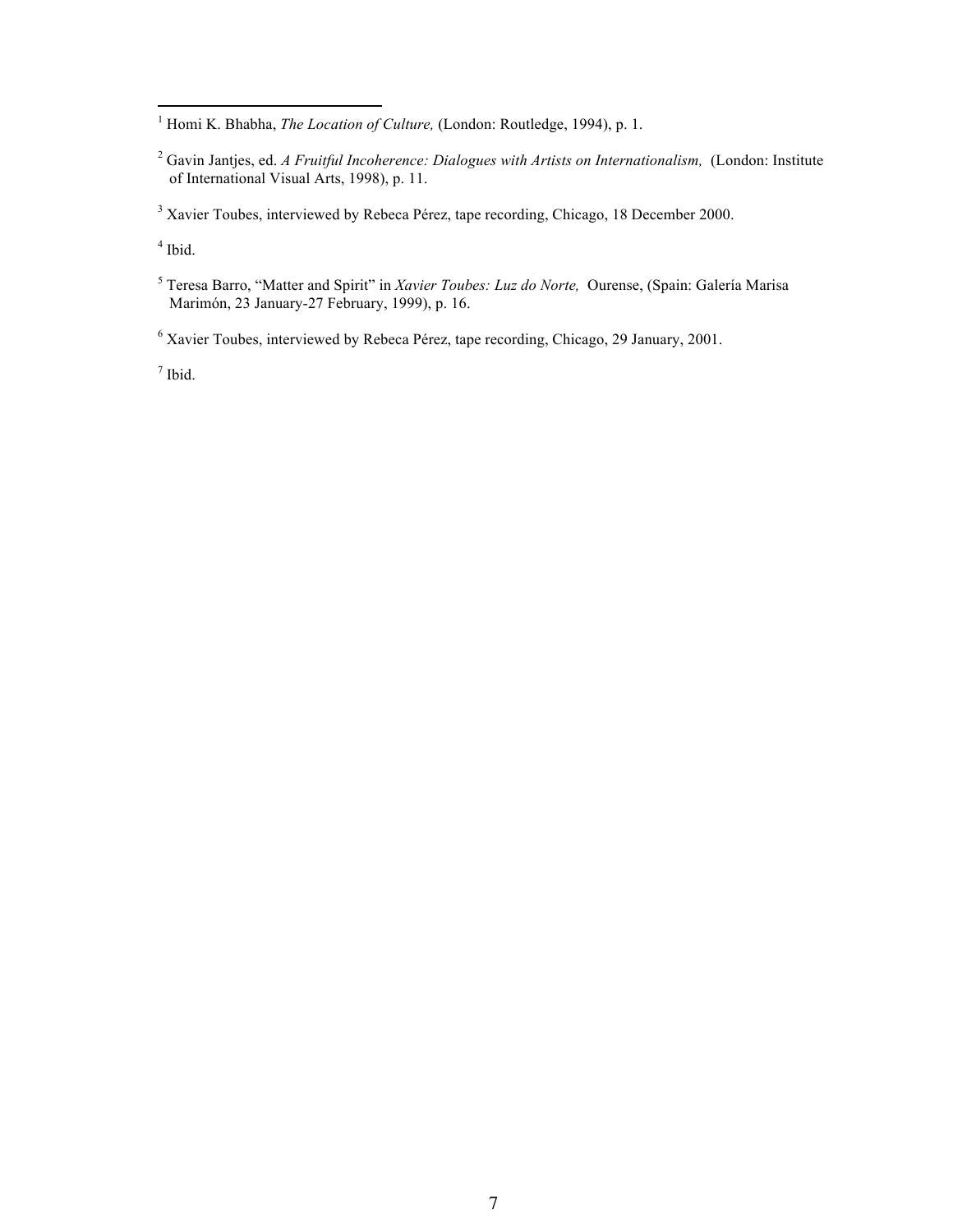[1] Homi K. Bhabha, *The Location of Culture,* (London: Routledge, 1994), p. 1.

[2] Gavin Jantjes, ed. *A Fruitful Incoherence: Dialogues with Artists on Internationalism,* (London: Institute of International Visual Arts, 1998), p. 11.

[3] Xavier Toubes, interviewed by Rebeca Pérez, tape recording, Chicago, 18 December 2000.

[4] Ibid.

[5] Teresa Barro, "Matter and Spirit" in *Xavier Toubes: Luz do Norte,* Ourense, (Spain: Galería Marisa Marimón, 23 January-27 February, 1999), p. 16.

[6] Xavier Toubes, interviewed by Rebeca Pérez, tape recording, Chicago, 29 January, 2001.

[7] Ibid.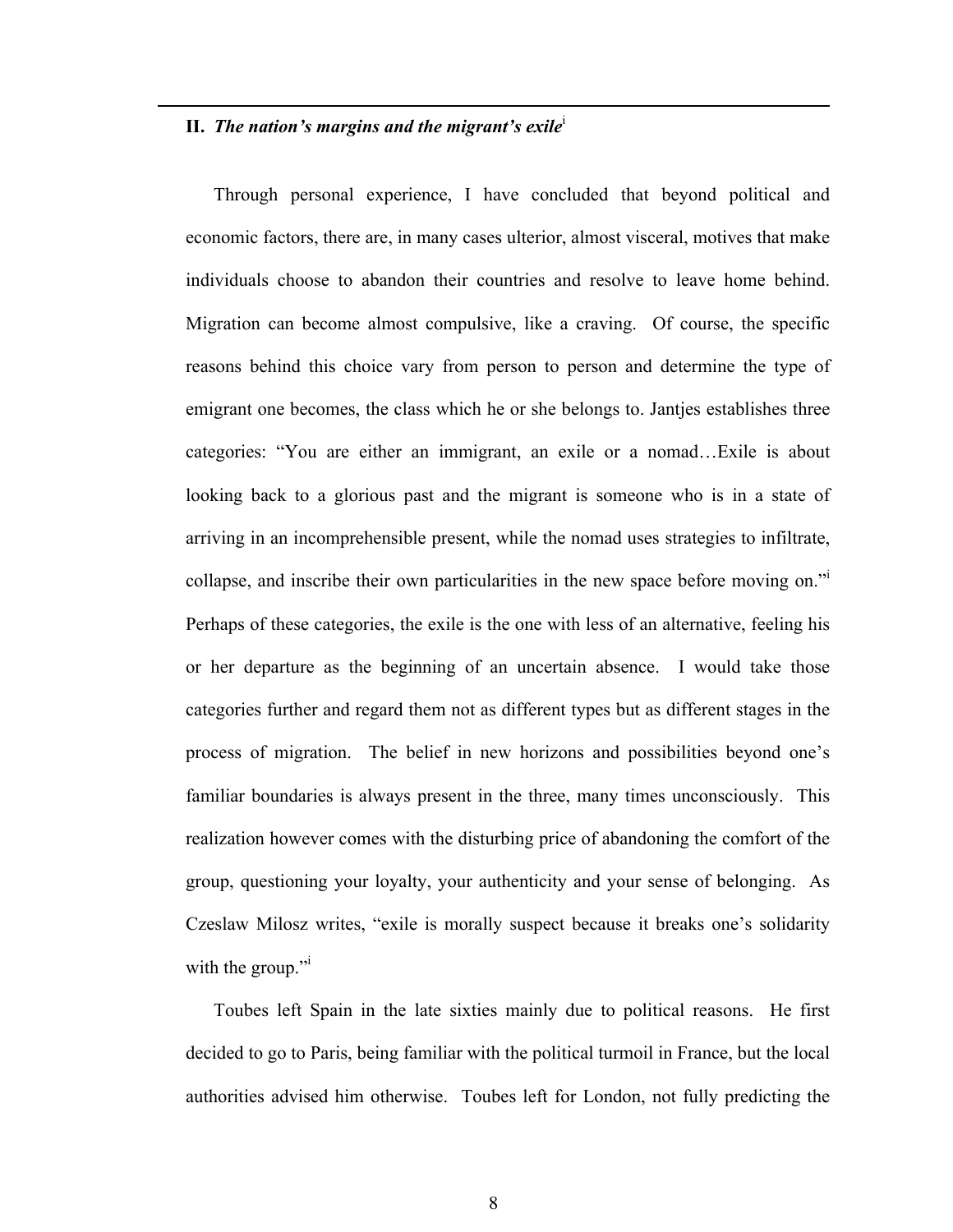## II. *The nation's margins and the migrant's exile*[i]

Through personal experience, I have concluded that beyond political and economic factors, there are, in many cases ulterior, almost visceral, motives that make individuals choose to abandon their countries and resolve to leave home behind. Migration can become almost compulsive, like a craving. Of course, the specific reasons behind this choice vary from person to person and determine the type of emigrant one becomes, the class which he or she belongs to. Jantjes establishes three categories: "You are either an immigrant, an exile or a nomad…Exile is about looking back to a glorious past and the migrant is someone who is in a state of arriving in an incomprehensible present, while the nomad uses strategies to infiltrate, collapse, and inscribe their own particularities in the new space before moving on."[i] Perhaps of these categories, the exile is the one with less of an alternative, feeling his or her departure as the beginning of an uncertain absence. I would take those categories further and regard them not as different types but as different stages in the process of migration. The belief in new horizons and possibilities beyond one's familiar boundaries is always present in the three, many times unconsciously. This realization however comes with the disturbing price of abandoning the comfort of the group, questioning your loyalty, your authenticity and your sense of belonging. As Czeslaw Milosz writes, "exile is morally suspect because it breaks one's solidarity with the group."[i]

Toubes left Spain in the late sixties mainly due to political reasons. He first decided to go to Paris, being familiar with the political turmoil in France, but the local authorities advised him otherwise. Toubes left for London, not fully predicting the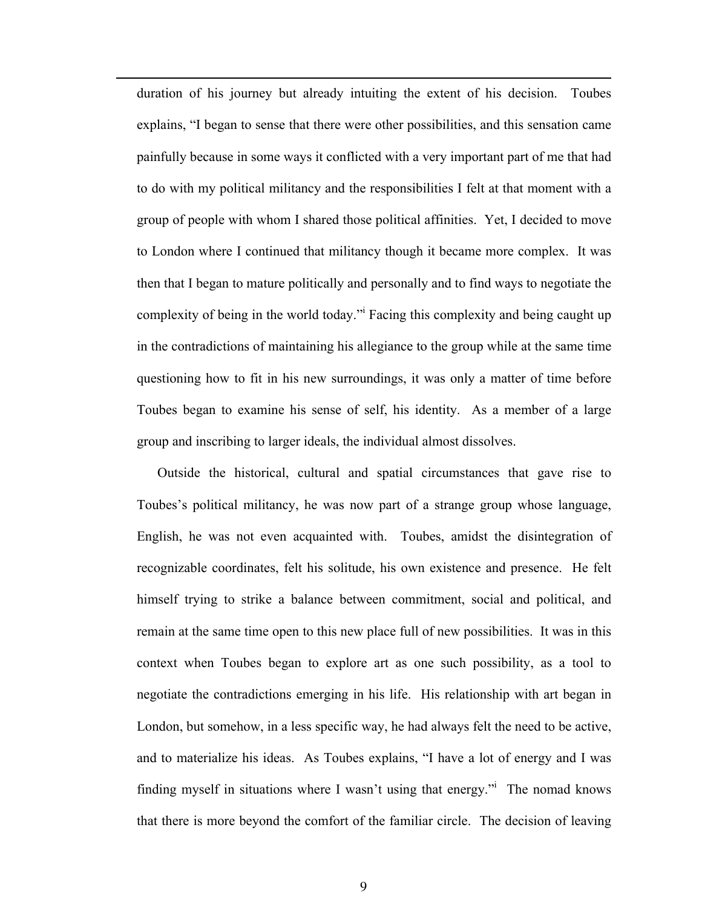duration of his journey but already intuiting the extent of his decision. Toubes explains, "I began to sense that there were other possibilities, and this sensation came painfully because in some ways it conflicted with a very important part of me that had to do with my political militancy and the responsibilities I felt at that moment with a group of people with whom I shared those political affinities. Yet, I decided to move to London where I continued that militancy though it became more complex. It was then that I began to mature politically and personally and to find ways to negotiate the complexity of being in the world today."[i] Facing this complexity and being caught up in the contradictions of maintaining his allegiance to the group while at the same time questioning how to fit in his new surroundings, it was only a matter of time before Toubes began to examine his sense of self, his identity. As a member of a large group and inscribing to larger ideals, the individual almost dissolves.

Outside the historical, cultural and spatial circumstances that gave rise to Toubes's political militancy, he was now part of a strange group whose language, English, he was not even acquainted with. Toubes, amidst the disintegration of recognizable coordinates, felt his solitude, his own existence and presence. He felt himself trying to strike a balance between commitment, social and political, and remain at the same time open to this new place full of new possibilities. It was in this context when Toubes began to explore art as one such possibility, as a tool to negotiate the contradictions emerging in his life. His relationship with art began in London, but somehow, in a less specific way, he had always felt the need to be active, and to materialize his ideas. As Toubes explains, "I have a lot of energy and I was finding myself in situations where I wasn't using that energy."[i] The nomad knows that there is more beyond the comfort of the familiar circle. The decision of leaving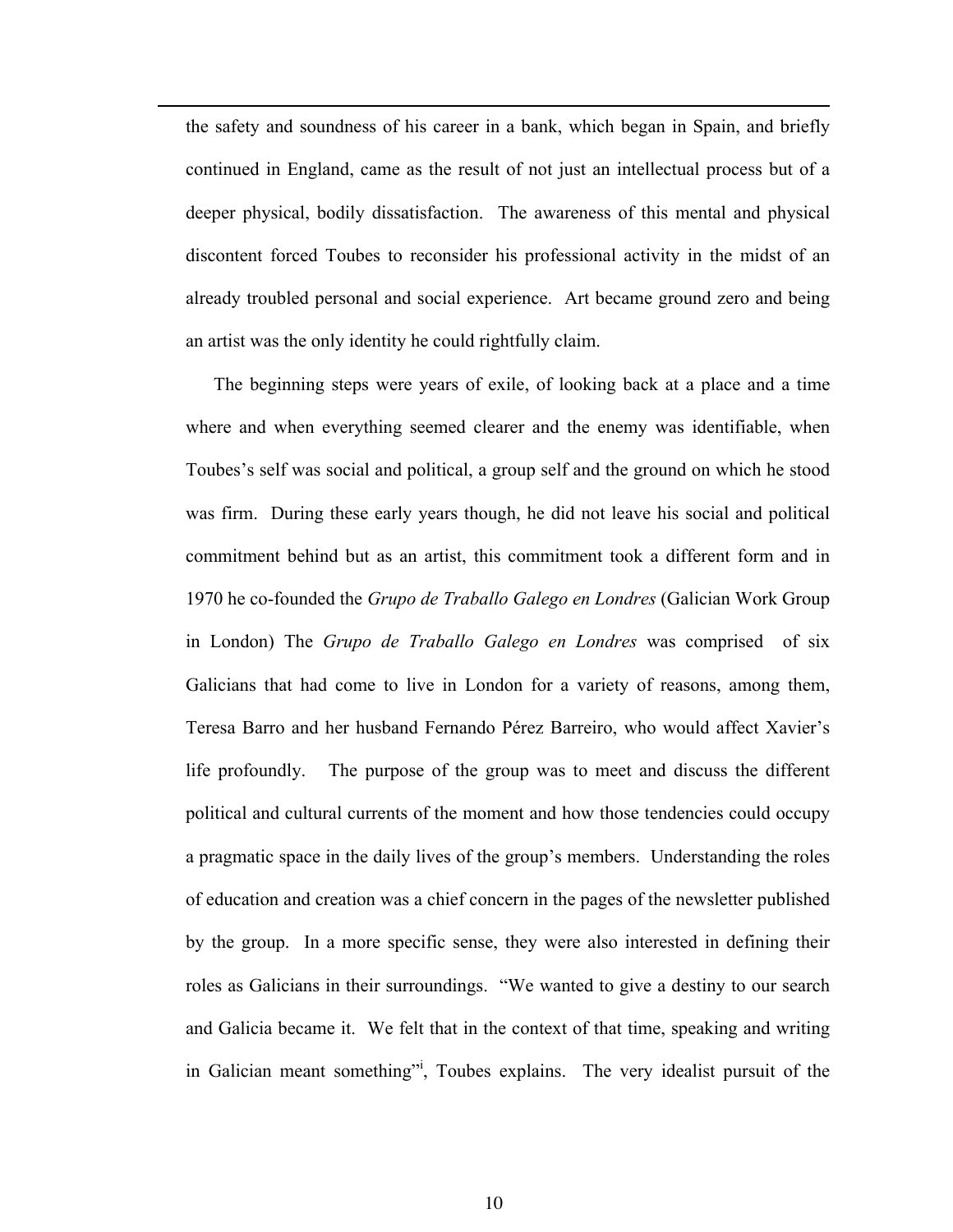the safety and soundness of his career in a bank, which began in Spain, and briefly continued in England, came as the result of not just an intellectual process but of a deeper physical, bodily dissatisfaction. The awareness of this mental and physical discontent forced Toubes to reconsider his professional activity in the midst of an already troubled personal and social experience. Art became ground zero and being an artist was the only identity he could rightfully claim.

The beginning steps were years of exile, of looking back at a place and a time where and when everything seemed clearer and the enemy was identifiable, when Toubes's self was social and political, a group self and the ground on which he stood was firm. During these early years though, he did not leave his social and political commitment behind but as an artist, this commitment took a different form and in 1970 he co-founded the *Grupo de Traballo Galego en Londres* (Galician Work Group in London) The *Grupo de Traballo Galego en Londres* was comprised of six Galicians that had come to live in London for a variety of reasons, among them, Teresa Barro and her husband Fernando Pérez Barreiro, who would affect Xavier's life profoundly. The purpose of the group was to meet and discuss the different political and cultural currents of the moment and how those tendencies could occupy a pragmatic space in the daily lives of the group's members. Understanding the roles of education and creation was a chief concern in the pages of the newsletter published by the group. In a more specific sense, they were also interested in defining their roles as Galicians in their surroundings. "We wanted to give a destiny to our search and Galicia became it. We felt that in the context of that time, speaking and writing in Galician meant something"[i], Toubes explains. The very idealist pursuit of the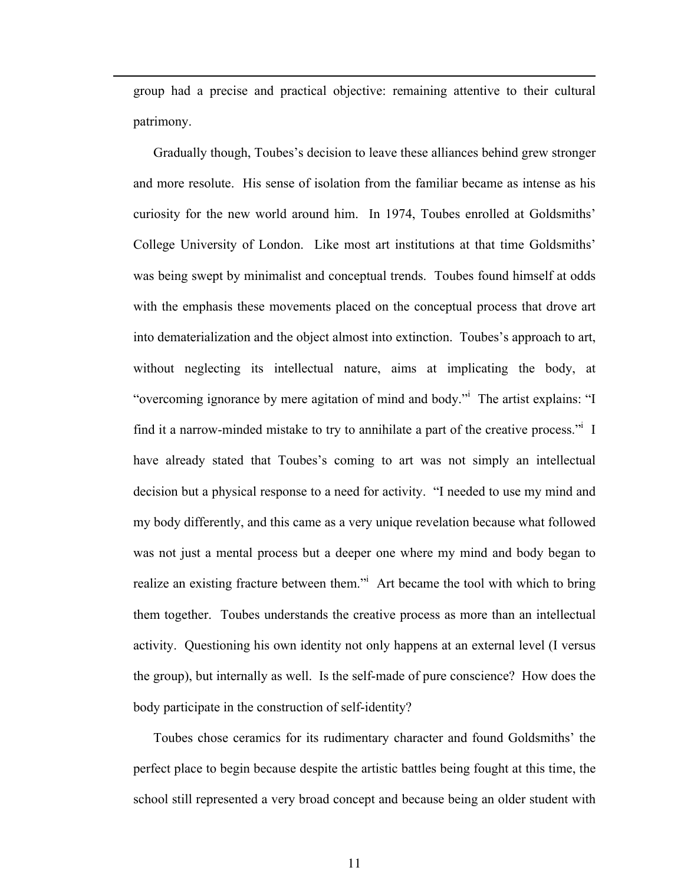group had a precise and practical objective: remaining attentive to their cultural patrimony.

Gradually though, Toubes's decision to leave these alliances behind grew stronger and more resolute. His sense of isolation from the familiar became as intense as his curiosity for the new world around him. In 1974, Toubes enrolled at Goldsmiths' College University of London. Like most art institutions at that time Goldsmiths' was being swept by minimalist and conceptual trends. Toubes found himself at odds with the emphasis these movements placed on the conceptual process that drove art into dematerialization and the object almost into extinction. Toubes's approach to art, without neglecting its intellectual nature, aims at implicating the body, at "overcoming ignorance by mere agitation of mind and body."[i] The artist explains: "I find it a narrow-minded mistake to try to annihilate a part of the creative process."[i] I have already stated that Toubes's coming to art was not simply an intellectual decision but a physical response to a need for activity. "I needed to use my mind and my body differently, and this came as a very unique revelation because what followed was not just a mental process but a deeper one where my mind and body began to realize an existing fracture between them."[i] Art became the tool with which to bring them together. Toubes understands the creative process as more than an intellectual activity. Questioning his own identity not only happens at an external level (I versus the group), but internally as well. Is the self-made of pure conscience? How does the body participate in the construction of self-identity?

Toubes chose ceramics for its rudimentary character and found Goldsmiths' the perfect place to begin because despite the artistic battles being fought at this time, the school still represented a very broad concept and because being an older student with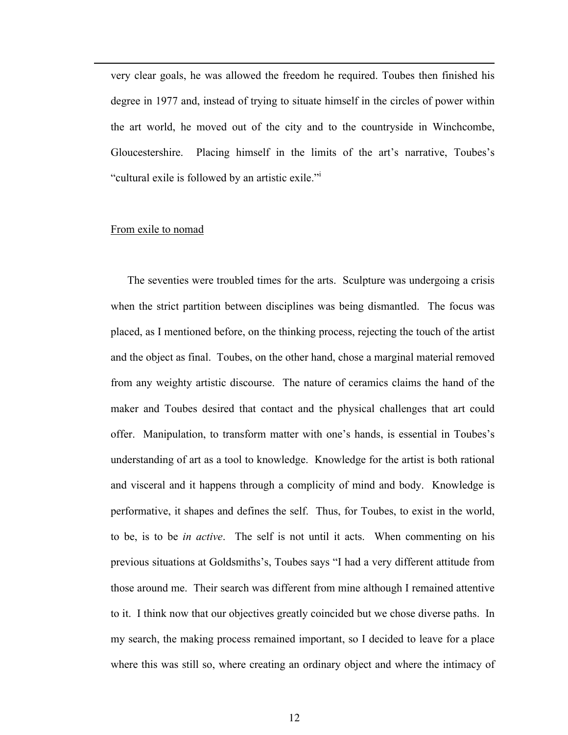very clear goals, he was allowed the freedom he required. Toubes then finished his degree in 1977 and, instead of trying to situate himself in the circles of power within the art world, he moved out of the city and to the countryside in Winchcombe, Gloucestershire. Placing himself in the limits of the art's narrative, Toubes's "cultural exile is followed by an artistic exile."[i]

From exile to nomad

The seventies were troubled times for the arts. Sculpture was undergoing a crisis when the strict partition between disciplines was being dismantled. The focus was placed, as I mentioned before, on the thinking process, rejecting the touch of the artist and the object as final. Toubes, on the other hand, chose a marginal material removed from any weighty artistic discourse. The nature of ceramics claims the hand of the maker and Toubes desired that contact and the physical challenges that art could offer. Manipulation, to transform matter with one's hands, is essential in Toubes's understanding of art as a tool to knowledge. Knowledge for the artist is both rational and visceral and it happens through a complicity of mind and body. Knowledge is performative, it shapes and defines the self. Thus, for Toubes, to exist in the world, to be, is to be *in active*. The self is not until it acts. When commenting on his previous situations at Goldsmiths's, Toubes says "I had a very different attitude from those around me. Their search was different from mine although I remained attentive to it. I think now that our objectives greatly coincided but we chose diverse paths. In my search, the making process remained important, so I decided to leave for a place where this was still so, where creating an ordinary object and where the intimacy of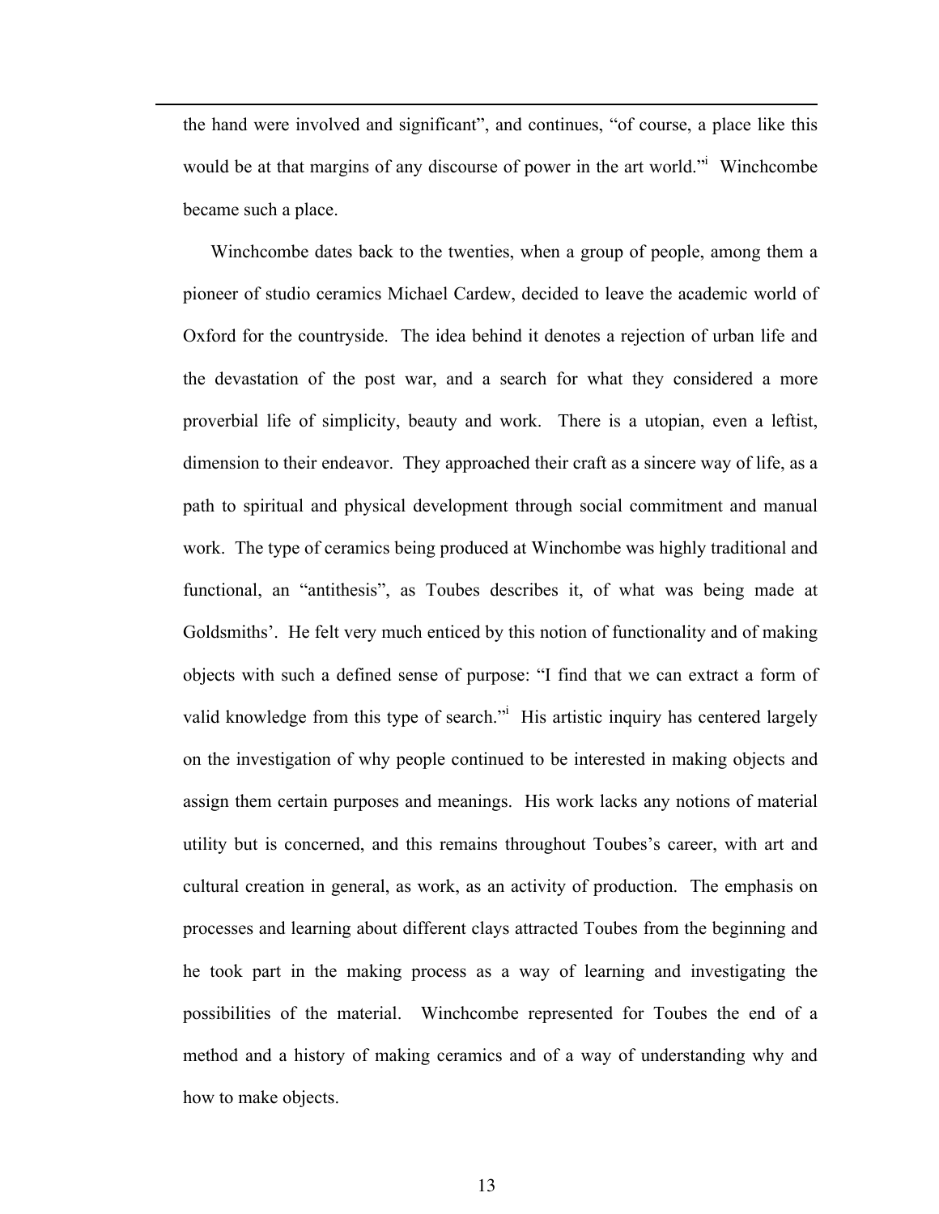the hand were involved and significant", and continues, "of course, a place like this would be at that margins of any discourse of power in the art world."[i] Winchcombe became such a place.

Winchcombe dates back to the twenties, when a group of people, among them a pioneer of studio ceramics Michael Cardew, decided to leave the academic world of Oxford for the countryside. The idea behind it denotes a rejection of urban life and the devastation of the post war, and a search for what they considered a more proverbial life of simplicity, beauty and work. There is a utopian, even a leftist, dimension to their endeavor. They approached their craft as a sincere way of life, as a path to spiritual and physical development through social commitment and manual work. The type of ceramics being produced at Winchombe was highly traditional and functional, an "antithesis", as Toubes describes it, of what was being made at Goldsmiths'. He felt very much enticed by this notion of functionality and of making objects with such a defined sense of purpose: "I find that we can extract a form of valid knowledge from this type of search."[i] His artistic inquiry has centered largely on the investigation of why people continued to be interested in making objects and assign them certain purposes and meanings. His work lacks any notions of material utility but is concerned, and this remains throughout Toubes's career, with art and cultural creation in general, as work, as an activity of production. The emphasis on processes and learning about different clays attracted Toubes from the beginning and he took part in the making process as a way of learning and investigating the possibilities of the material. Winchcombe represented for Toubes the end of a method and a history of making ceramics and of a way of understanding why and how to make objects.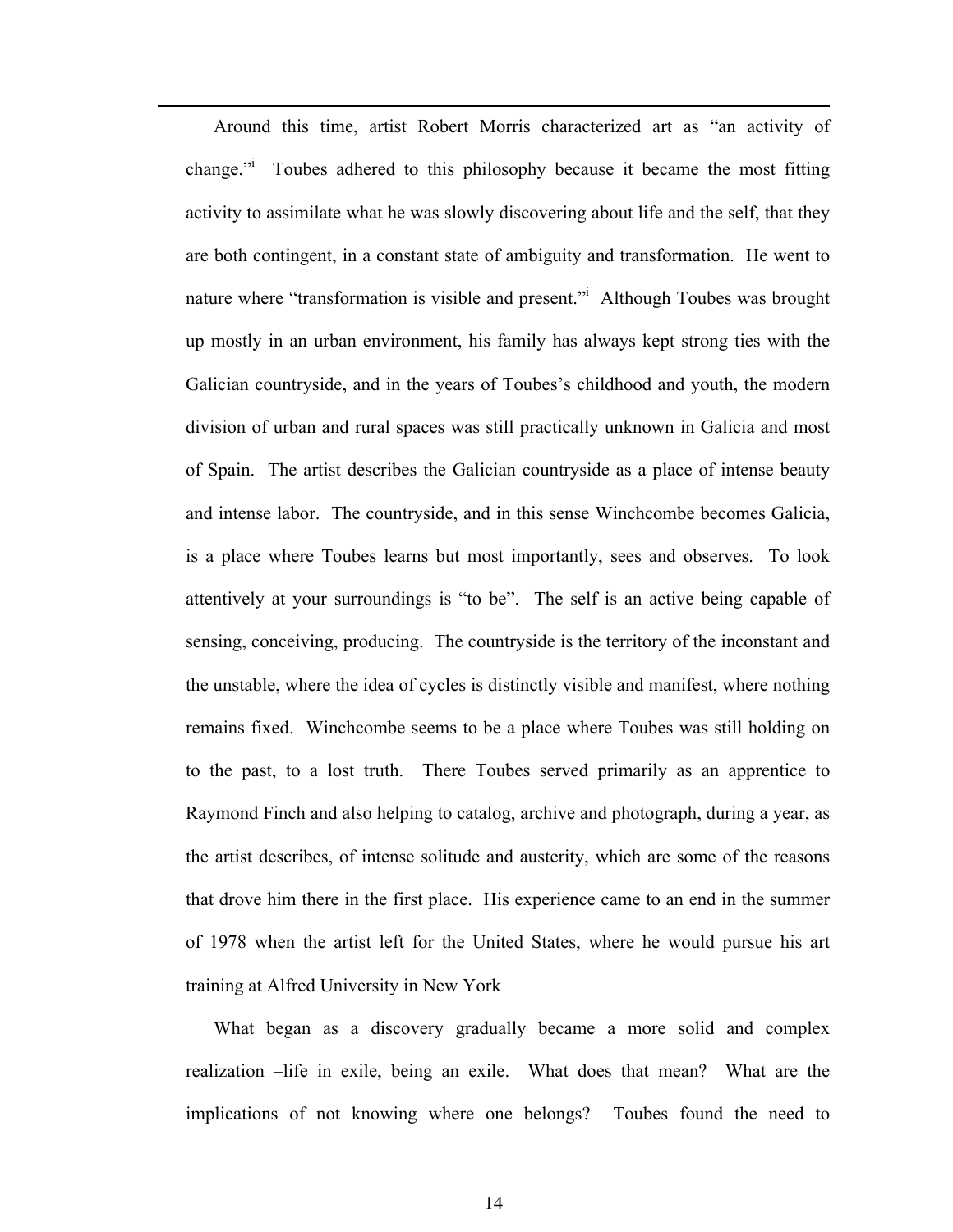Around this time, artist Robert Morris characterized art as "an activity of change."[i] Toubes adhered to this philosophy because it became the most fitting activity to assimilate what he was slowly discovering about life and the self, that they are both contingent, in a constant state of ambiguity and transformation. He went to nature where "transformation is visible and present."[i] Although Toubes was brought up mostly in an urban environment, his family has always kept strong ties with the Galician countryside, and in the years of Toubes's childhood and youth, the modern division of urban and rural spaces was still practically unknown in Galicia and most of Spain. The artist describes the Galician countryside as a place of intense beauty and intense labor. The countryside, and in this sense Winchcombe becomes Galicia, is a place where Toubes learns but most importantly, sees and observes. To look attentively at your surroundings is "to be". The self is an active being capable of sensing, conceiving, producing. The countryside is the territory of the inconstant and the unstable, where the idea of cycles is distinctly visible and manifest, where nothing remains fixed. Winchcombe seems to be a place where Toubes was still holding on to the past, to a lost truth. There Toubes served primarily as an apprentice to Raymond Finch and also helping to catalog, archive and photograph, during a year, as the artist describes, of intense solitude and austerity, which are some of the reasons that drove him there in the first place. His experience came to an end in the summer of 1978 when the artist left for the United States, where he would pursue his art training at Alfred University in New York

What began as a discovery gradually became a more solid and complex realization –life in exile, being an exile. What does that mean? What are the implications of not knowing where one belongs? Toubes found the need to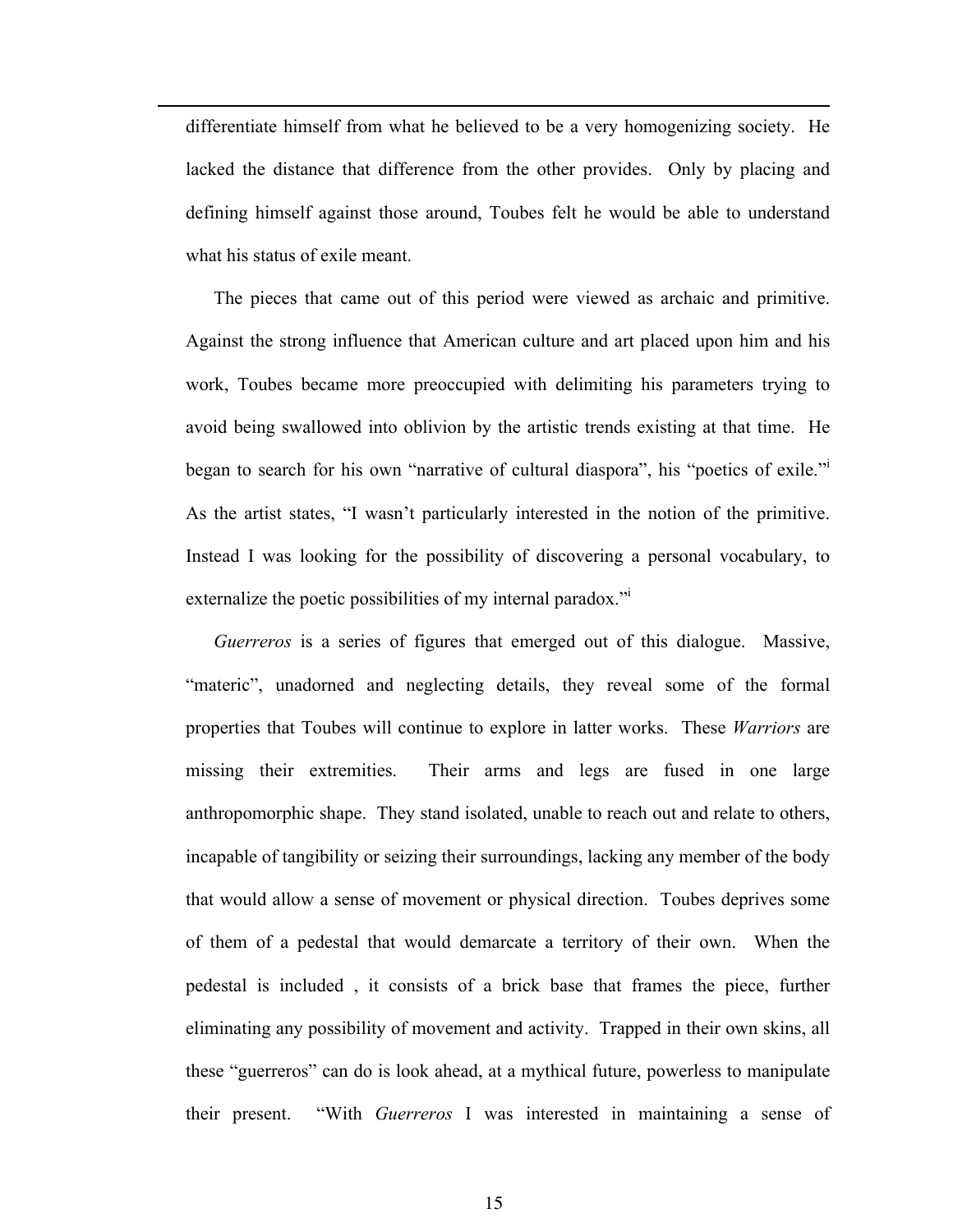differentiate himself from what he believed to be a very homogenizing society. He lacked the distance that difference from the other provides. Only by placing and defining himself against those around, Toubes felt he would be able to understand what his status of exile meant.

The pieces that came out of this period were viewed as archaic and primitive. Against the strong influence that American culture and art placed upon him and his work, Toubes became more preoccupied with delimiting his parameters trying to avoid being swallowed into oblivion by the artistic trends existing at that time. He began to search for his own "narrative of cultural diaspora", his "poetics of exile."[i] As the artist states, "I wasn't particularly interested in the notion of the primitive. Instead I was looking for the possibility of discovering a personal vocabulary, to externalize the poetic possibilities of my internal paradox."[i]

*Guerreros* is a series of figures that emerged out of this dialogue. Massive, "materic", unadorned and neglecting details, they reveal some of the formal properties that Toubes will continue to explore in latter works. These *Warriors* are missing their extremities. Their arms and legs are fused in one large anthropomorphic shape. They stand isolated, unable to reach out and relate to others, incapable of tangibility or seizing their surroundings, lacking any member of the body that would allow a sense of movement or physical direction. Toubes deprives some of them of a pedestal that would demarcate a territory of their own. When the pedestal is included , it consists of a brick base that frames the piece, further eliminating any possibility of movement and activity. Trapped in their own skins, all these "guerreros" can do is look ahead, at a mythical future, powerless to manipulate their present. "With *Guerreros* I was interested in maintaining a sense of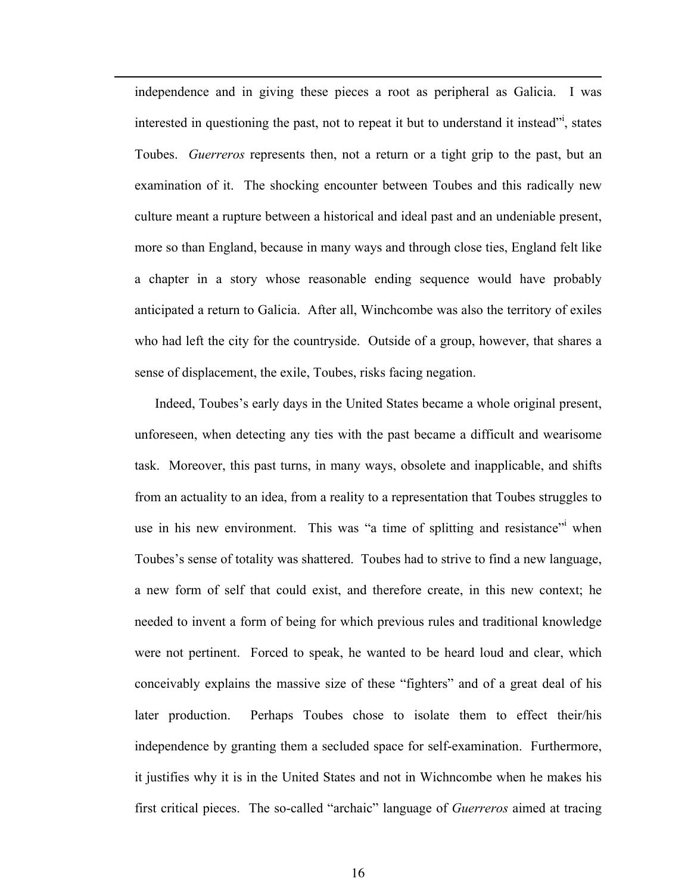independence and in giving these pieces a root as peripheral as Galicia. I was interested in questioning the past, not to repeat it but to understand it instead"[i], states Toubes. *Guerreros* represents then, not a return or a tight grip to the past, but an examination of it. The shocking encounter between Toubes and this radically new culture meant a rupture between a historical and ideal past and an undeniable present, more so than England, because in many ways and through close ties, England felt like a chapter in a story whose reasonable ending sequence would have probably anticipated a return to Galicia. After all, Winchcombe was also the territory of exiles who had left the city for the countryside. Outside of a group, however, that shares a sense of displacement, the exile, Toubes, risks facing negation.

Indeed, Toubes's early days in the United States became a whole original present, unforeseen, when detecting any ties with the past became a difficult and wearisome task. Moreover, this past turns, in many ways, obsolete and inapplicable, and shifts from an actuality to an idea, from a reality to a representation that Toubes struggles to use in his new environment. This was "a time of splitting and resistance"[i] when Toubes's sense of totality was shattered. Toubes had to strive to find a new language, a new form of self that could exist, and therefore create, in this new context; he needed to invent a form of being for which previous rules and traditional knowledge were not pertinent. Forced to speak, he wanted to be heard loud and clear, which conceivably explains the massive size of these "fighters" and of a great deal of his later production. Perhaps Toubes chose to isolate them to effect their/his independence by granting them a secluded space for self-examination. Furthermore, it justifies why it is in the United States and not in Wichncombe when he makes his first critical pieces. The so-called "archaic" language of *Guerreros* aimed at tracing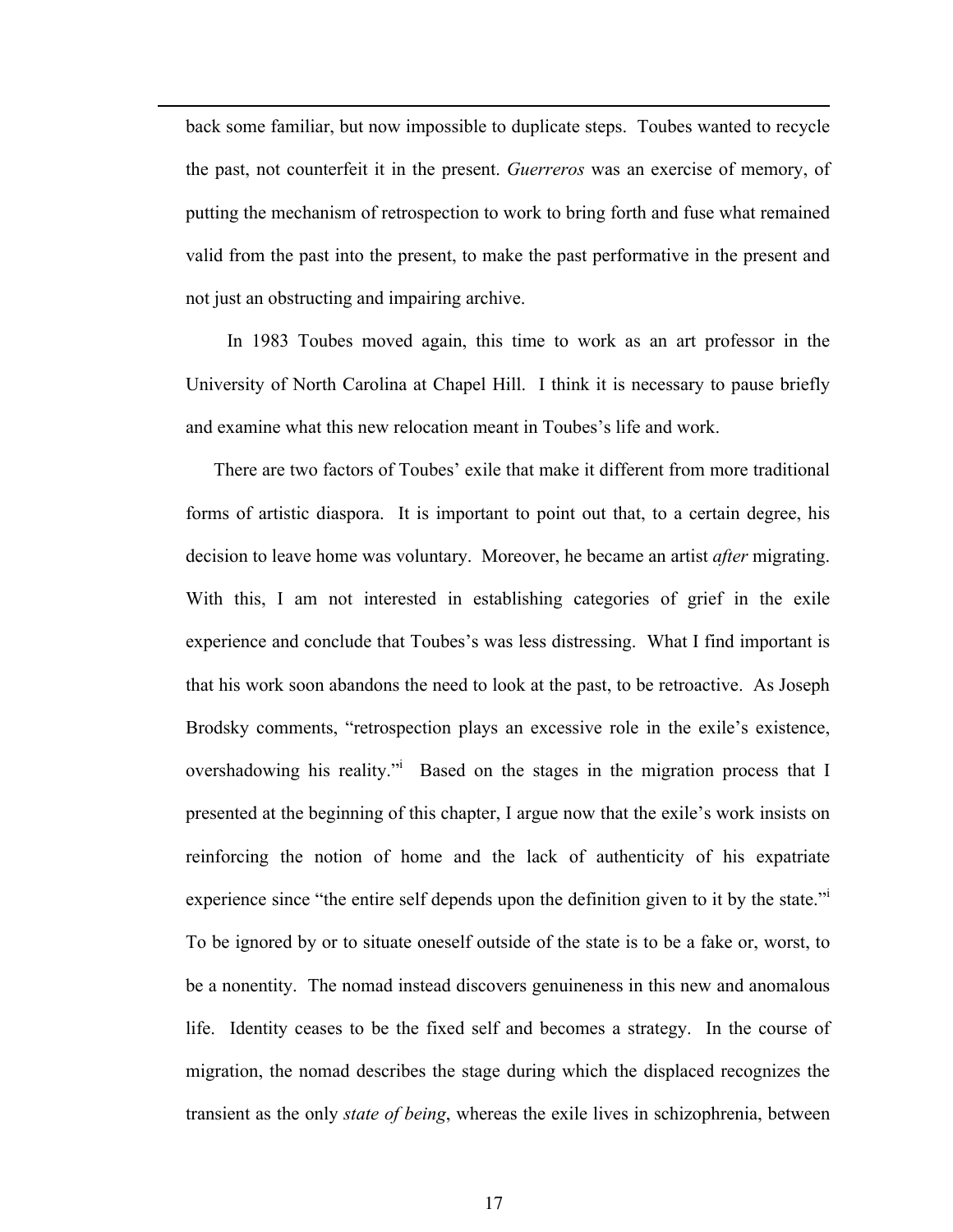back some familiar, but now impossible to duplicate steps. Toubes wanted to recycle the past, not counterfeit it in the present. *Guerreros* was an exercise of memory, of putting the mechanism of retrospection to work to bring forth and fuse what remained valid from the past into the present, to make the past performative in the present and not just an obstructing and impairing archive.

In 1983 Toubes moved again, this time to work as an art professor in the University of North Carolina at Chapel Hill. I think it is necessary to pause briefly and examine what this new relocation meant in Toubes's life and work.

There are two factors of Toubes' exile that make it different from more traditional forms of artistic diaspora. It is important to point out that, to a certain degree, his decision to leave home was voluntary. Moreover, he became an artist *after* migrating. With this, I am not interested in establishing categories of grief in the exile experience and conclude that Toubes's was less distressing. What I find important is that his work soon abandons the need to look at the past, to be retroactive. As Joseph Brodsky comments, "retrospection plays an excessive role in the exile's existence, overshadowing his reality."[i] Based on the stages in the migration process that I presented at the beginning of this chapter, I argue now that the exile's work insists on reinforcing the notion of home and the lack of authenticity of his expatriate experience since "the entire self depends upon the definition given to it by the state."[i] To be ignored by or to situate oneself outside of the state is to be a fake or, worst, to be a nonentity. The nomad instead discovers genuineness in this new and anomalous life. Identity ceases to be the fixed self and becomes a strategy. In the course of migration, the nomad describes the stage during which the displaced recognizes the transient as the only *state of being*, whereas the exile lives in schizophrenia, between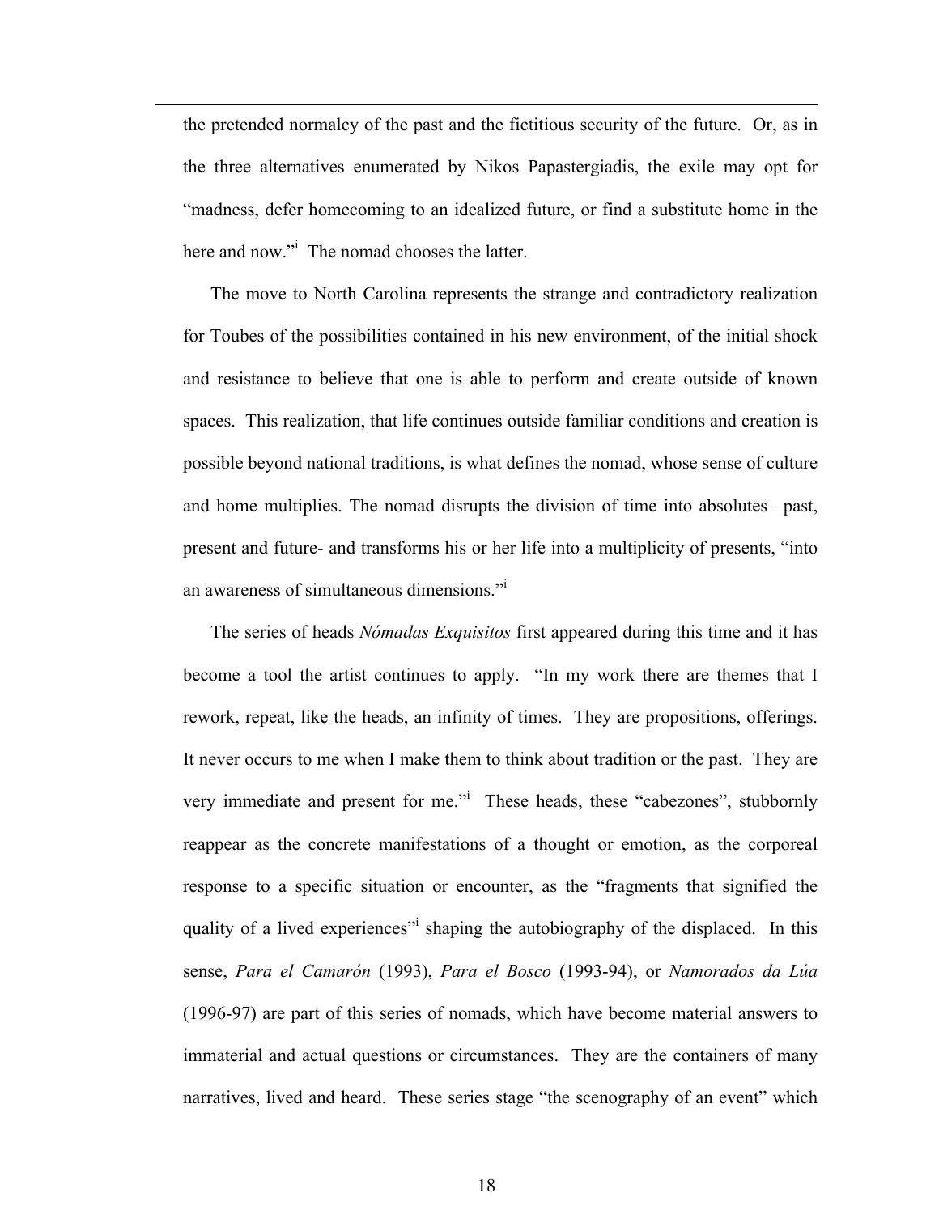the pretended normalcy of the past and the fictitious security of the future. Or, as in the three alternatives enumerated by Nikos Papastergiadis, the exile may opt for "madness, defer homecoming to an idealized future, or find a substitute home in the here and now."[i] The nomad chooses the latter.

The move to North Carolina represents the strange and contradictory realization for Toubes of the possibilities contained in his new environment, of the initial shock and resistance to believe that one is able to perform and create outside of known spaces. This realization, that life continues outside familiar conditions and creation is possible beyond national traditions, is what defines the nomad, whose sense of culture and home multiplies. The nomad disrupts the division of time into absolutes –past, present and future- and transforms his or her life into a multiplicity of presents, "into an awareness of simultaneous dimensions."[i]

The series of heads *Nómadas Exquisitos* first appeared during this time and it has become a tool the artist continues to apply. "In my work there are themes that I rework, repeat, like the heads, an infinity of times. They are propositions, offerings. It never occurs to me when I make them to think about tradition or the past. They are very immediate and present for me."[i] These heads, these "cabezones", stubbornly reappear as the concrete manifestations of a thought or emotion, as the corporeal response to a specific situation or encounter, as the "fragments that signified the quality of a lived experiences"[i] shaping the autobiography of the displaced. In this sense, *Para el Camarón* (1993), *Para el Bosco* (1993-94), or *Namorados da Lúa* (1996-97) are part of this series of nomads, which have become material answers to immaterial and actual questions or circumstances. They are the containers of many narratives, lived and heard. These series stage "the scenography of an event" which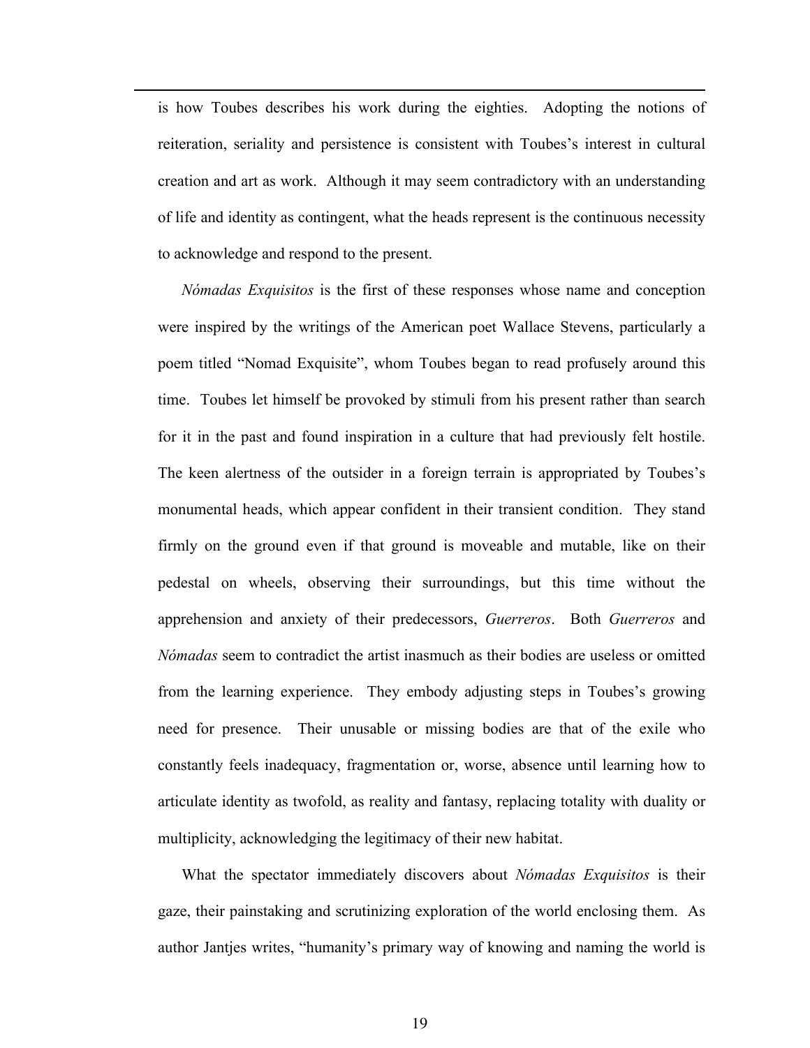is how Toubes describes his work during the eighties. Adopting the notions of reiteration, seriality and persistence is consistent with Toubes's interest in cultural creation and art as work. Although it may seem contradictory with an understanding of life and identity as contingent, what the heads represent is the continuous necessity to acknowledge and respond to the present.

*Nómadas Exquisitos* is the first of these responses whose name and conception were inspired by the writings of the American poet Wallace Stevens, particularly a poem titled "Nomad Exquisite", whom Toubes began to read profusely around this time. Toubes let himself be provoked by stimuli from his present rather than search for it in the past and found inspiration in a culture that had previously felt hostile. The keen alertness of the outsider in a foreign terrain is appropriated by Toubes's monumental heads, which appear confident in their transient condition. They stand firmly on the ground even if that ground is moveable and mutable, like on their pedestal on wheels, observing their surroundings, but this time without the apprehension and anxiety of their predecessors, *Guerreros*. Both *Guerreros* and *Nómadas* seem to contradict the artist inasmuch as their bodies are useless or omitted from the learning experience. They embody adjusting steps in Toubes's growing need for presence. Their unusable or missing bodies are that of the exile who constantly feels inadequacy, fragmentation or, worse, absence until learning how to articulate identity as twofold, as reality and fantasy, replacing totality with duality or multiplicity, acknowledging the legitimacy of their new habitat.

What the spectator immediately discovers about *Nómadas Exquisitos* is their gaze, their painstaking and scrutinizing exploration of the world enclosing them. As author Jantjes writes, "humanity's primary way of knowing and naming the world is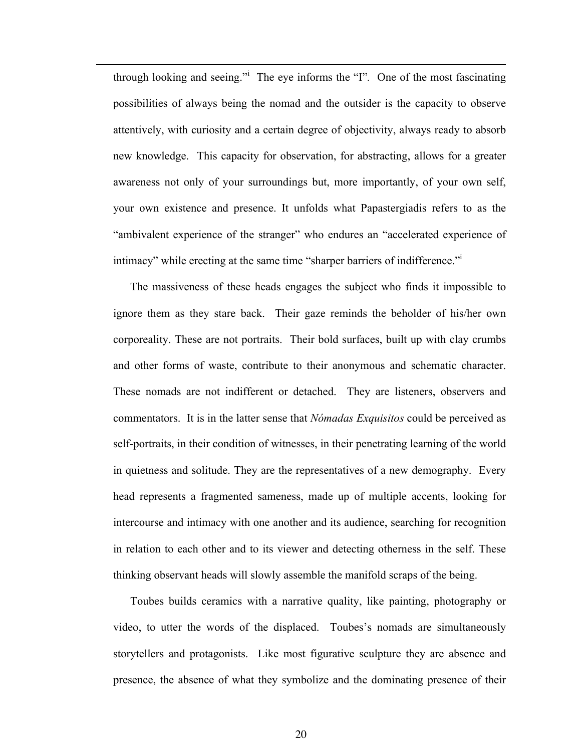through looking and seeing."[i] The eye informs the "I". One of the most fascinating possibilities of always being the nomad and the outsider is the capacity to observe attentively, with curiosity and a certain degree of objectivity, always ready to absorb new knowledge. This capacity for observation, for abstracting, allows for a greater awareness not only of your surroundings but, more importantly, of your own self, your own existence and presence. It unfolds what Papastergiadis refers to as the "ambivalent experience of the stranger" who endures an "accelerated experience of intimacy" while erecting at the same time "sharper barriers of indifference."[i]

The massiveness of these heads engages the subject who finds it impossible to ignore them as they stare back. Their gaze reminds the beholder of his/her own corporeality. These are not portraits. Their bold surfaces, built up with clay crumbs and other forms of waste, contribute to their anonymous and schematic character. These nomads are not indifferent or detached. They are listeners, observers and commentators. It is in the latter sense that *Nómadas Exquisitos* could be perceived as self-portraits, in their condition of witnesses, in their penetrating learning of the world in quietness and solitude. They are the representatives of a new demography. Every head represents a fragmented sameness, made up of multiple accents, looking for intercourse and intimacy with one another and its audience, searching for recognition in relation to each other and to its viewer and detecting otherness in the self. These thinking observant heads will slowly assemble the manifold scraps of the being.

Toubes builds ceramics with a narrative quality, like painting, photography or video, to utter the words of the displaced. Toubes's nomads are simultaneously storytellers and protagonists. Like most figurative sculpture they are absence and presence, the absence of what they symbolize and the dominating presence of their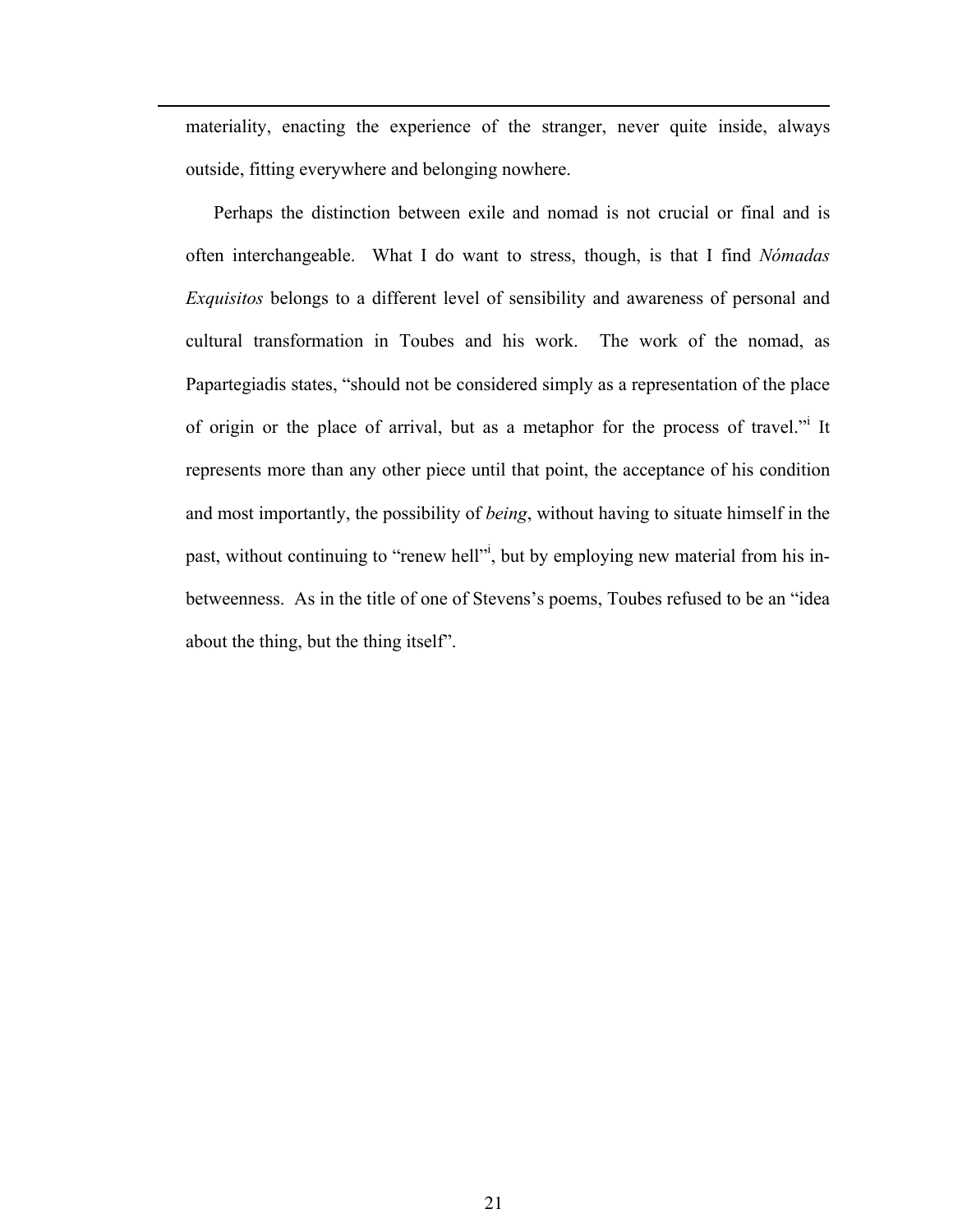materiality, enacting the experience of the stranger, never quite inside, always outside, fitting everywhere and belonging nowhere.

Perhaps the distinction between exile and nomad is not crucial or final and is often interchangeable. What I do want to stress, though, is that I find *Nómadas Exquisitos* belongs to a different level of sensibility and awareness of personal and cultural transformation in Toubes and his work. The work of the nomad, as Papartegiadis states, "should not be considered simply as a representation of the place of origin or the place of arrival, but as a metaphor for the process of travel."[i] It represents more than any other piece until that point, the acceptance of his condition and most importantly, the possibility of *being*, without having to situate himself in the past, without continuing to "renew hell"[i], but by employing new material from his in-betweenness. As in the title of one of Stevens's poems, Toubes refused to be an "idea about the thing, but the thing itself".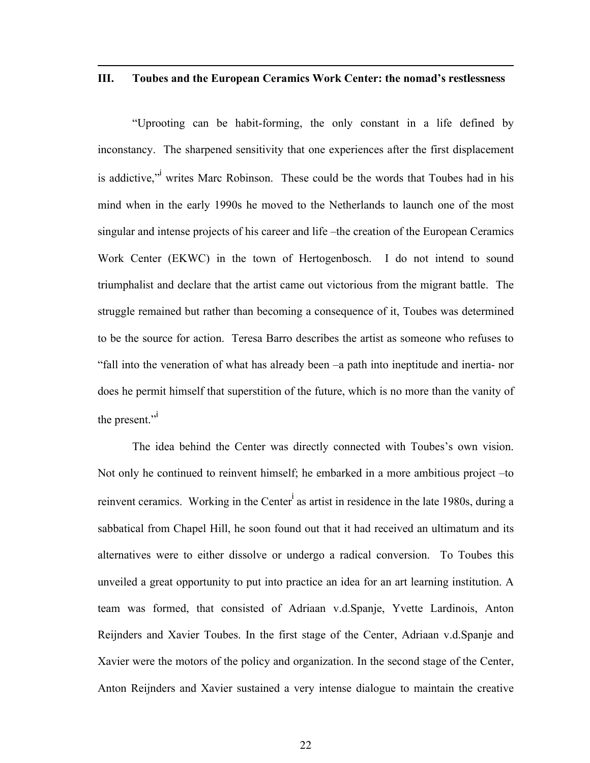## III. Toubes and the European Ceramics Work Center: the nomad's restlessness

"Uprooting can be habit-forming, the only constant in a life defined by inconstancy. The sharpened sensitivity that one experiences after the first displacement is addictive,"[i] writes Marc Robinson. These could be the words that Toubes had in his mind when in the early 1990s he moved to the Netherlands to launch one of the most singular and intense projects of his career and life –the creation of the European Ceramics Work Center (EKWC) in the town of Hertogenbosch. I do not intend to sound triumphalist and declare that the artist came out victorious from the migrant battle. The struggle remained but rather than becoming a consequence of it, Toubes was determined to be the source for action. Teresa Barro describes the artist as someone who refuses to "fall into the veneration of what has already been –a path into ineptitude and inertia- nor does he permit himself that superstition of the future, which is no more than the vanity of the present."[i]

The idea behind the Center was directly connected with Toubes's own vision. Not only he continued to reinvent himself; he embarked in a more ambitious project –to reinvent ceramics. Working in the Center[i] as artist in residence in the late 1980s, during a sabbatical from Chapel Hill, he soon found out that it had received an ultimatum and its alternatives were to either dissolve or undergo a radical conversion. To Toubes this unveiled a great opportunity to put into practice an idea for an art learning institution. A team was formed, that consisted of Adriaan v.d.Spanje, Yvette Lardinois, Anton Reijnders and Xavier Toubes. In the first stage of the Center, Adriaan v.d.Spanje and Xavier were the motors of the policy and organization. In the second stage of the Center, Anton Reijnders and Xavier sustained a very intense dialogue to maintain the creative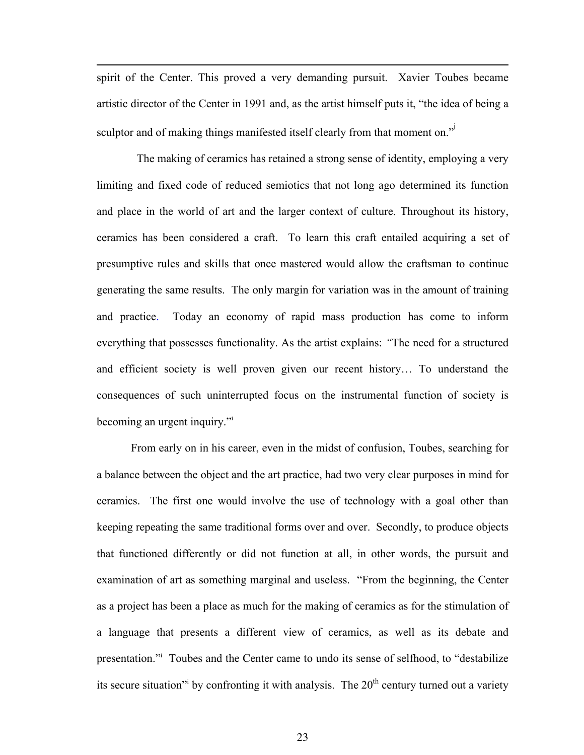spirit of the Center. This proved a very demanding pursuit. Xavier Toubes became artistic director of the Center in 1991 and, as the artist himself puts it, "the idea of being a sculptor and of making things manifested itself clearly from that moment on."[i]

The making of ceramics has retained a strong sense of identity, employing a very limiting and fixed code of reduced semiotics that not long ago determined its function and place in the world of art and the larger context of culture. Throughout its history, ceramics has been considered a craft. To learn this craft entailed acquiring a set of presumptive rules and skills that once mastered would allow the craftsman to continue generating the same results. The only margin for variation was in the amount of training and practice. Today an economy of rapid mass production has come to inform everything that possesses functionality. As the artist explains: "The need for a structured and efficient society is well proven given our recent history… To understand the consequences of such uninterrupted focus on the instrumental function of society is becoming an urgent inquiry."[i]

From early on in his career, even in the midst of confusion, Toubes, searching for a balance between the object and the art practice, had two very clear purposes in mind for ceramics. The first one would involve the use of technology with a goal other than keeping repeating the same traditional forms over and over. Secondly, to produce objects that functioned differently or did not function at all, in other words, the pursuit and examination of art as something marginal and useless. "From the beginning, the Center as a project has been a place as much for the making of ceramics as for the stimulation of a language that presents a different view of ceramics, as well as its debate and presentation."[i] Toubes and the Center came to undo its sense of selfhood, to "destabilize its secure situation"[i] by confronting it with analysis. The 20th century turned out a variety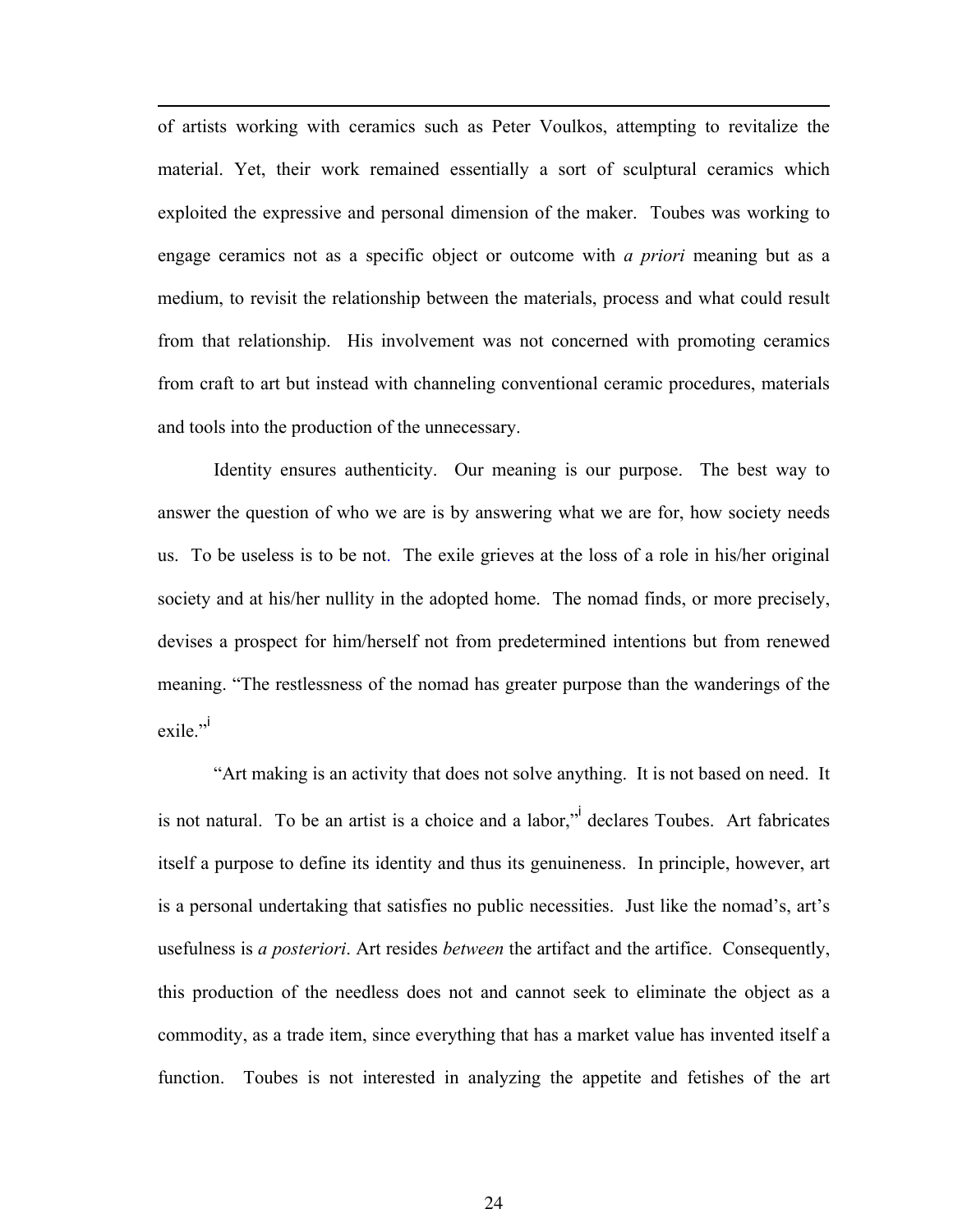of artists working with ceramics such as Peter Voulkos, attempting to revitalize the material. Yet, their work remained essentially a sort of sculptural ceramics which exploited the expressive and personal dimension of the maker. Toubes was working to engage ceramics not as a specific object or outcome with *a priori* meaning but as a medium, to revisit the relationship between the materials, process and what could result from that relationship. His involvement was not concerned with promoting ceramics from craft to art but instead with channeling conventional ceramic procedures, materials and tools into the production of the unnecessary.

Identity ensures authenticity. Our meaning is our purpose. The best way to answer the question of who we are is by answering what we are for, how society needs us. To be useless is to be not. The exile grieves at the loss of a role in his/her original society and at his/her nullity in the adopted home. The nomad finds, or more precisely, devises a prospect for him/herself not from predetermined intentions but from renewed meaning. "The restlessness of the nomad has greater purpose than the wanderings of the exile."[i]

"Art making is an activity that does not solve anything. It is not based on need. It is not natural. To be an artist is a choice and a labor,"[i] declares Toubes. Art fabricates itself a purpose to define its identity and thus its genuineness. In principle, however, art is a personal undertaking that satisfies no public necessities. Just like the nomad's, art's usefulness is *a posteriori*. Art resides *between* the artifact and the artifice. Consequently, this production of the needless does not and cannot seek to eliminate the object as a commodity, as a trade item, since everything that has a market value has invented itself a function. Toubes is not interested in analyzing the appetite and fetishes of the art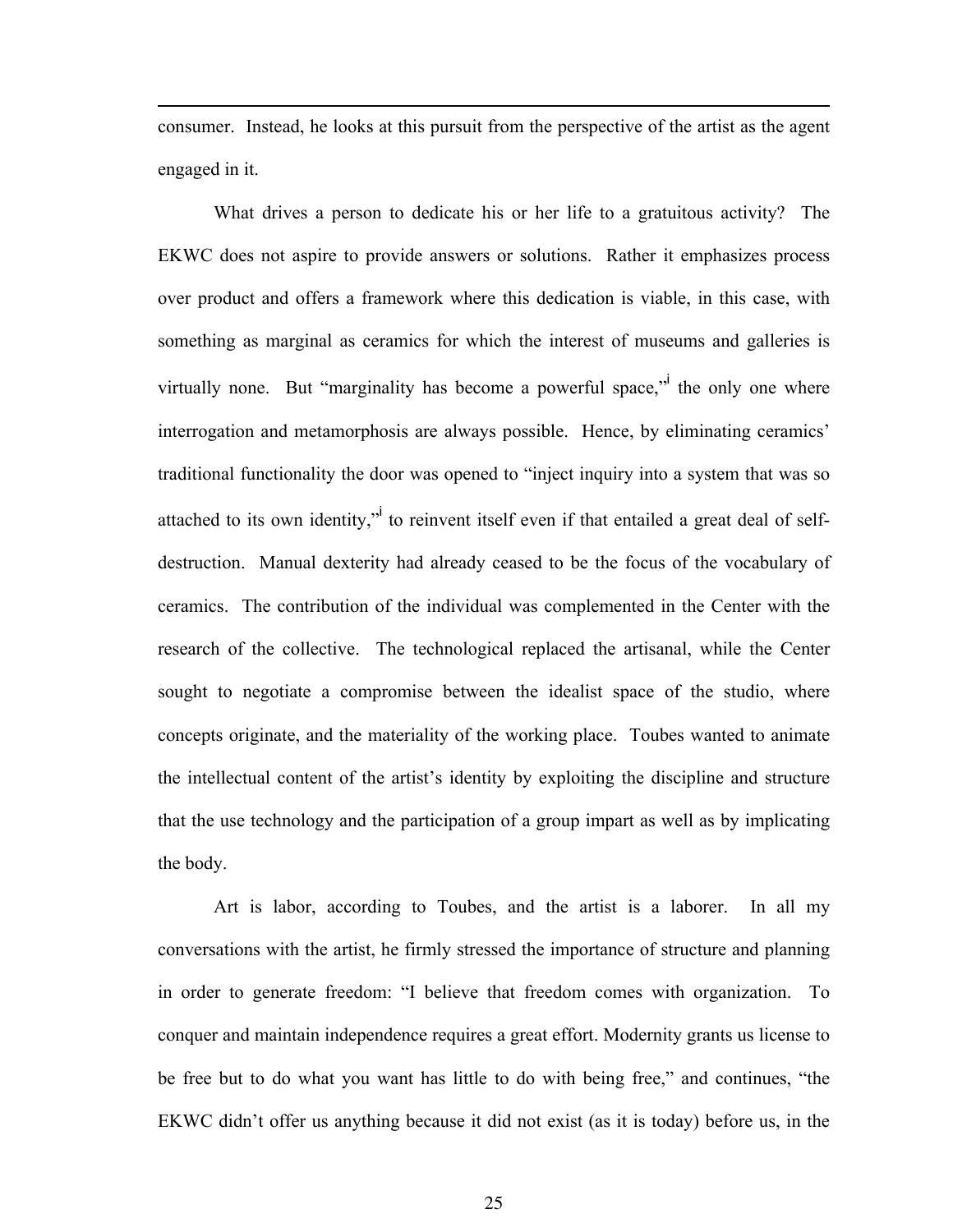consumer. Instead, he looks at this pursuit from the perspective of the artist as the agent engaged in it.

What drives a person to dedicate his or her life to a gratuitous activity? The EKWC does not aspire to provide answers or solutions. Rather it emphasizes process over product and offers a framework where this dedication is viable, in this case, with something as marginal as ceramics for which the interest of museums and galleries is virtually none. But "marginality has become a powerful space,"[i] the only one where interrogation and metamorphosis are always possible. Hence, by eliminating ceramics' traditional functionality the door was opened to "inject inquiry into a system that was so attached to its own identity,"[i] to reinvent itself even if that entailed a great deal of self-destruction. Manual dexterity had already ceased to be the focus of the vocabulary of ceramics. The contribution of the individual was complemented in the Center with the research of the collective. The technological replaced the artisanal, while the Center sought to negotiate a compromise between the idealist space of the studio, where concepts originate, and the materiality of the working place. Toubes wanted to animate the intellectual content of the artist's identity by exploiting the discipline and structure that the use technology and the participation of a group impart as well as by implicating the body.

Art is labor, according to Toubes, and the artist is a laborer. In all my conversations with the artist, he firmly stressed the importance of structure and planning in order to generate freedom: "I believe that freedom comes with organization. To conquer and maintain independence requires a great effort. Modernity grants us license to be free but to do what you want has little to do with being free," and continues, "the EKWC didn't offer us anything because it did not exist (as it is today) before us, in the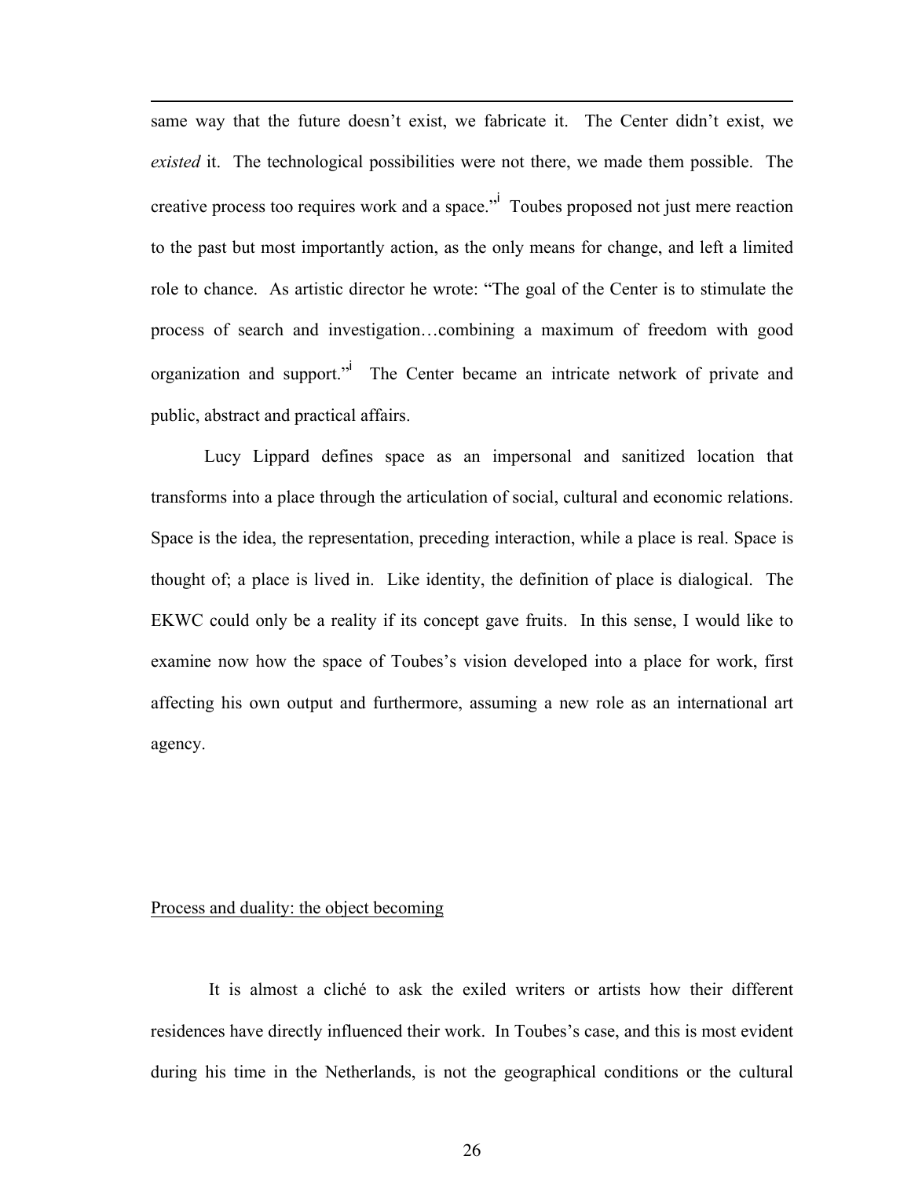same way that the future doesn't exist, we fabricate it. The Center didn't exist, we *existed* it. The technological possibilities were not there, we made them possible. The creative process too requires work and a space."[i] Toubes proposed not just mere reaction to the past but most importantly action, as the only means for change, and left a limited role to chance. As artistic director he wrote: "The goal of the Center is to stimulate the process of search and investigation…combining a maximum of freedom with good organization and support."[i] The Center became an intricate network of private and public, abstract and practical affairs.

Lucy Lippard defines space as an impersonal and sanitized location that transforms into a place through the articulation of social, cultural and economic relations. Space is the idea, the representation, preceding interaction, while a place is real. Space is thought of; a place is lived in. Like identity, the definition of place is dialogical. The EKWC could only be a reality if its concept gave fruits. In this sense, I would like to examine now how the space of Toubes's vision developed into a place for work, first affecting his own output and furthermore, assuming a new role as an international art agency.

## Process and duality: the object becoming

It is almost a cliché to ask the exiled writers or artists how their different residences have directly influenced their work. In Toubes's case, and this is most evident during his time in the Netherlands, is not the geographical conditions or the cultural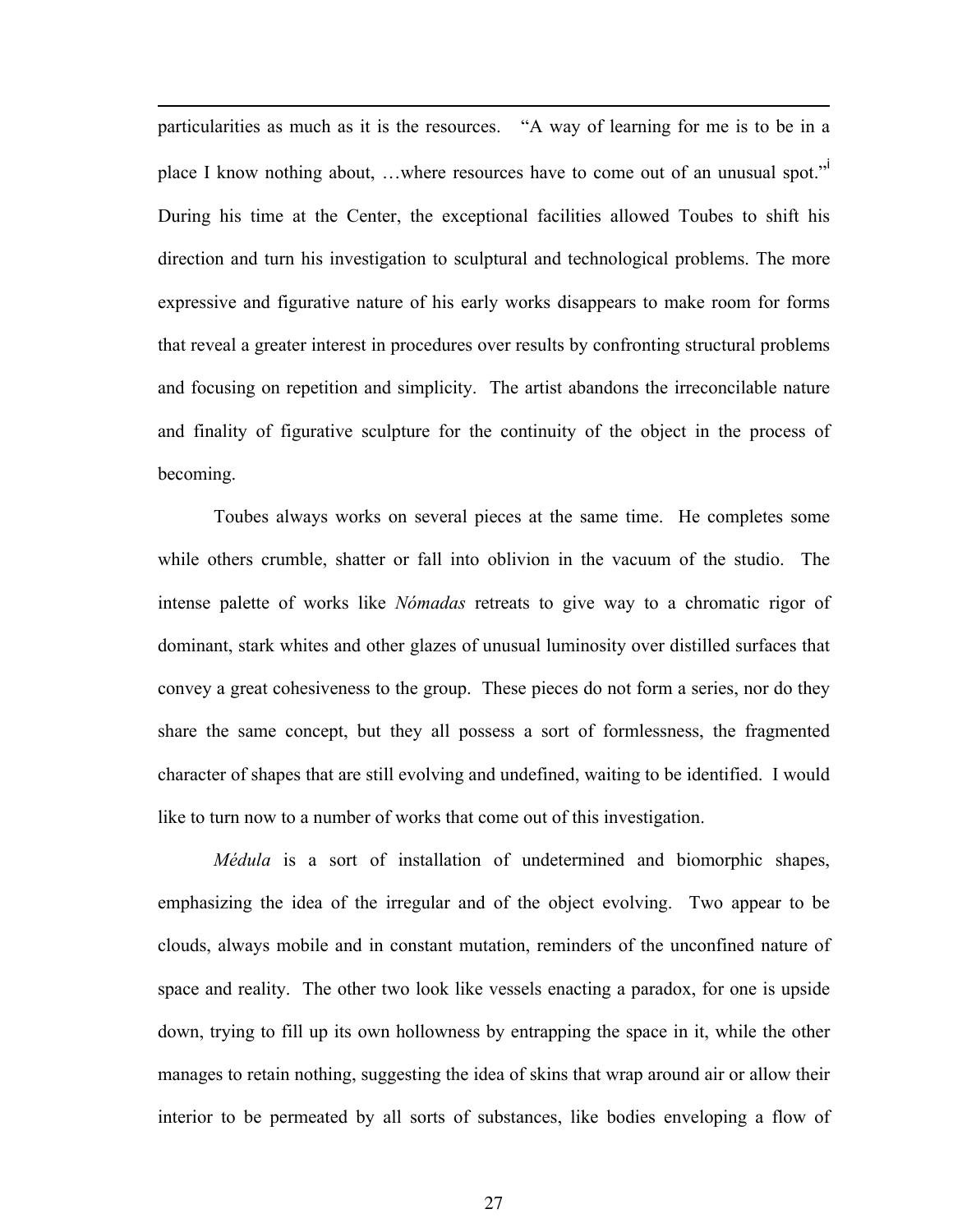particularities as much as it is the resources. "A way of learning for me is to be in a place I know nothing about, …where resources have to come out of an unusual spot."[i] During his time at the Center, the exceptional facilities allowed Toubes to shift his direction and turn his investigation to sculptural and technological problems. The more expressive and figurative nature of his early works disappears to make room for forms that reveal a greater interest in procedures over results by confronting structural problems and focusing on repetition and simplicity. The artist abandons the irreconcilable nature and finality of figurative sculpture for the continuity of the object in the process of becoming.

Toubes always works on several pieces at the same time. He completes some while others crumble, shatter or fall into oblivion in the vacuum of the studio. The intense palette of works like *Nómadas* retreats to give way to a chromatic rigor of dominant, stark whites and other glazes of unusual luminosity over distilled surfaces that convey a great cohesiveness to the group. These pieces do not form a series, nor do they share the same concept, but they all possess a sort of formlessness, the fragmented character of shapes that are still evolving and undefined, waiting to be identified. I would like to turn now to a number of works that come out of this investigation.

*Médula* is a sort of installation of undetermined and biomorphic shapes, emphasizing the idea of the irregular and of the object evolving. Two appear to be clouds, always mobile and in constant mutation, reminders of the unconfined nature of space and reality. The other two look like vessels enacting a paradox, for one is upside down, trying to fill up its own hollowness by entrapping the space in it, while the other manages to retain nothing, suggesting the idea of skins that wrap around air or allow their interior to be permeated by all sorts of substances, like bodies enveloping a flow of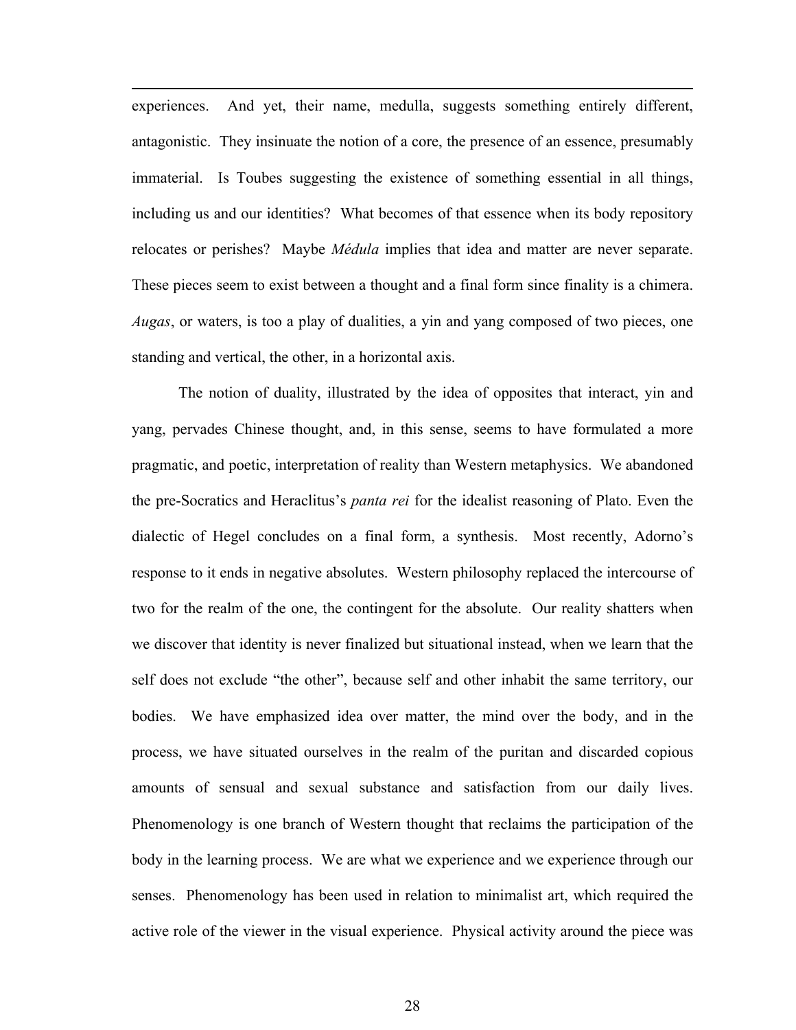experiences. And yet, their name, medulla, suggests something entirely different, antagonistic. They insinuate the notion of a core, the presence of an essence, presumably immaterial. Is Toubes suggesting the existence of something essential in all things, including us and our identities? What becomes of that essence when its body repository relocates or perishes? Maybe *Médula* implies that idea and matter are never separate. These pieces seem to exist between a thought and a final form since finality is a chimera. *Augas*, or waters, is too a play of dualities, a yin and yang composed of two pieces, one standing and vertical, the other, in a horizontal axis.

The notion of duality, illustrated by the idea of opposites that interact, yin and yang, pervades Chinese thought, and, in this sense, seems to have formulated a more pragmatic, and poetic, interpretation of reality than Western metaphysics. We abandoned the pre-Socratics and Heraclitus's *panta rei* for the idealist reasoning of Plato. Even the dialectic of Hegel concludes on a final form, a synthesis. Most recently, Adorno's response to it ends in negative absolutes. Western philosophy replaced the intercourse of two for the realm of the one, the contingent for the absolute. Our reality shatters when we discover that identity is never finalized but situational instead, when we learn that the self does not exclude "the other", because self and other inhabit the same territory, our bodies. We have emphasized idea over matter, the mind over the body, and in the process, we have situated ourselves in the realm of the puritan and discarded copious amounts of sensual and sexual substance and satisfaction from our daily lives. Phenomenology is one branch of Western thought that reclaims the participation of the body in the learning process. We are what we experience and we experience through our senses. Phenomenology has been used in relation to minimalist art, which required the active role of the viewer in the visual experience. Physical activity around the piece was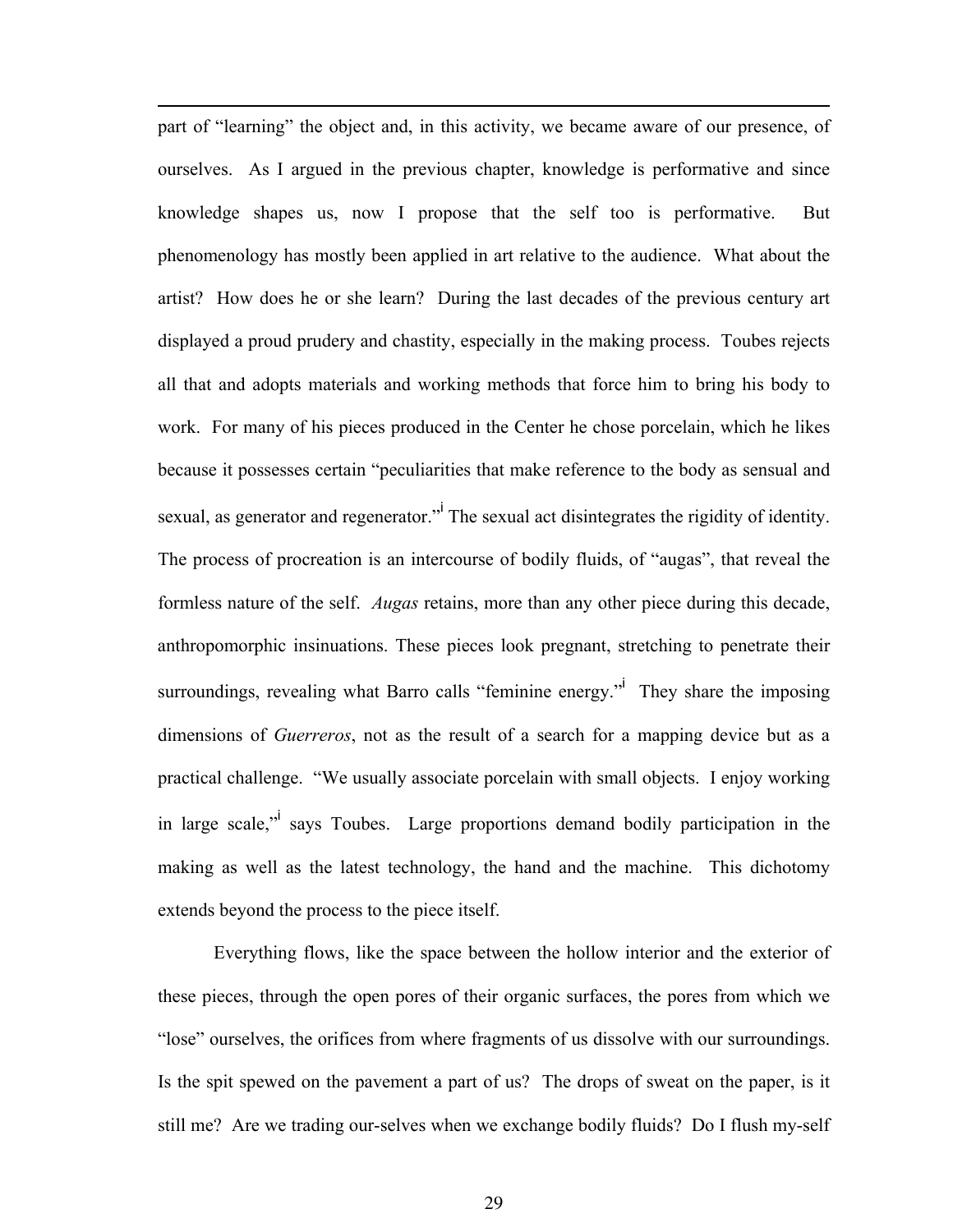part of "learning" the object and, in this activity, we became aware of our presence, of ourselves. As I argued in the previous chapter, knowledge is performative and since knowledge shapes us, now I propose that the self too is performative. But phenomenology has mostly been applied in art relative to the audience. What about the artist? How does he or she learn? During the last decades of the previous century art displayed a proud prudery and chastity, especially in the making process. Toubes rejects all that and adopts materials and working methods that force him to bring his body to work. For many of his pieces produced in the Center he chose porcelain, which he likes because it possesses certain "peculiarities that make reference to the body as sensual and sexual, as generator and regenerator."[i] The sexual act disintegrates the rigidity of identity. The process of procreation is an intercourse of bodily fluids, of "augas", that reveal the formless nature of the self. *Augas* retains, more than any other piece during this decade, anthropomorphic insinuations. These pieces look pregnant, stretching to penetrate their surroundings, revealing what Barro calls "feminine energy."[i] They share the imposing dimensions of *Guerreros*, not as the result of a search for a mapping device but as a practical challenge. "We usually associate porcelain with small objects. I enjoy working in large scale,"[i] says Toubes. Large proportions demand bodily participation in the making as well as the latest technology, the hand and the machine. This dichotomy extends beyond the process to the piece itself.

Everything flows, like the space between the hollow interior and the exterior of these pieces, through the open pores of their organic surfaces, the pores from which we "lose" ourselves, the orifices from where fragments of us dissolve with our surroundings. Is the spit spewed on the pavement a part of us? The drops of sweat on the paper, is it still me? Are we trading our-selves when we exchange bodily fluids? Do I flush my-self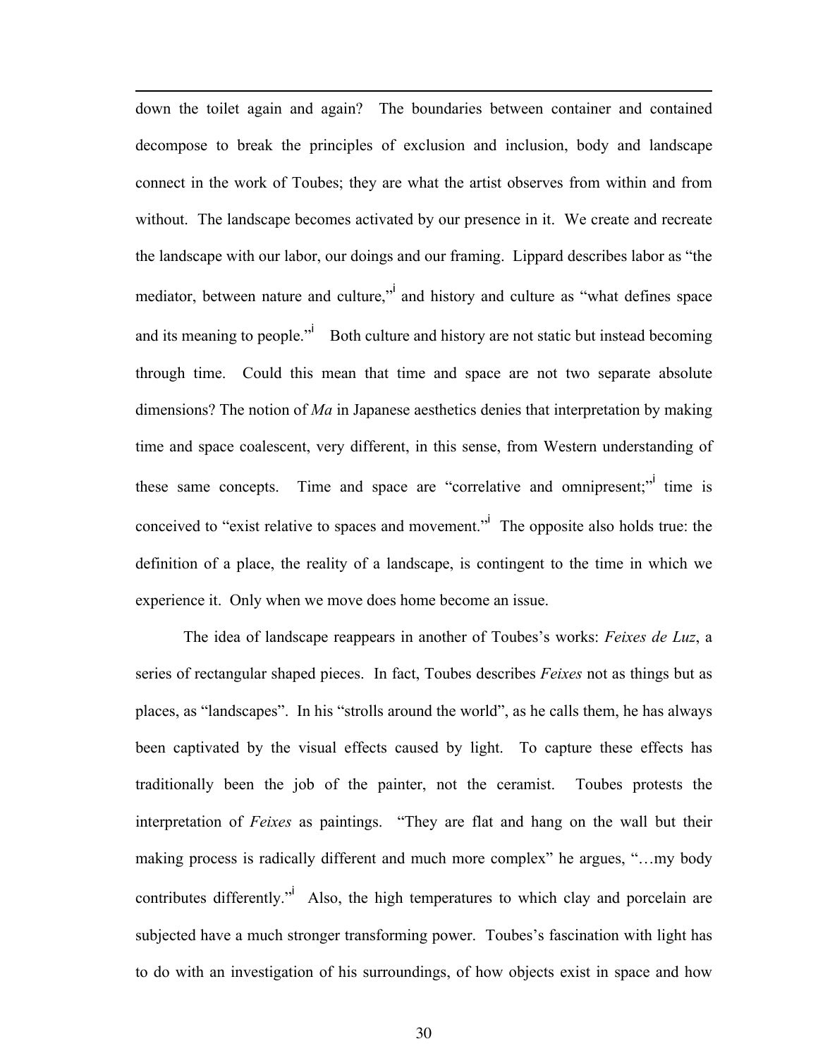down the toilet again and again? The boundaries between container and contained decompose to break the principles of exclusion and inclusion, body and landscape connect in the work of Toubes; they are what the artist observes from within and from without. The landscape becomes activated by our presence in it. We create and recreate the landscape with our labor, our doings and our framing. Lippard describes labor as "the mediator, between nature and culture,"[i] and history and culture as "what defines space and its meaning to people."[i] Both culture and history are not static but instead becoming through time. Could this mean that time and space are not two separate absolute dimensions? The notion of *Ma* in Japanese aesthetics denies that interpretation by making time and space coalescent, very different, in this sense, from Western understanding of these same concepts. Time and space are "correlative and omnipresent;"[i] time is conceived to "exist relative to spaces and movement."[i] The opposite also holds true: the definition of a place, the reality of a landscape, is contingent to the time in which we experience it. Only when we move does home become an issue.

The idea of landscape reappears in another of Toubes's works: *Feixes de Luz*, a series of rectangular shaped pieces. In fact, Toubes describes *Feixes* not as things but as places, as "landscapes". In his "strolls around the world", as he calls them, he has always been captivated by the visual effects caused by light. To capture these effects has traditionally been the job of the painter, not the ceramist. Toubes protests the interpretation of *Feixes* as paintings. "They are flat and hang on the wall but their making process is radically different and much more complex" he argues, "…my body contributes differently."[i] Also, the high temperatures to which clay and porcelain are subjected have a much stronger transforming power. Toubes's fascination with light has to do with an investigation of his surroundings, of how objects exist in space and how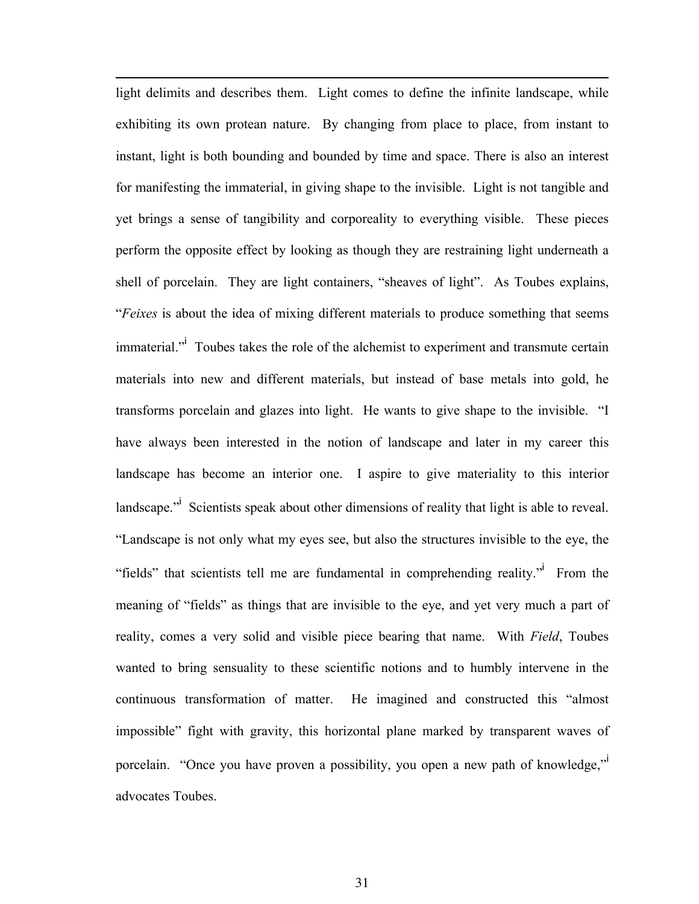light delimits and describes them. Light comes to define the infinite landscape, while exhibiting its own protean nature. By changing from place to place, from instant to instant, light is both bounding and bounded by time and space. There is also an interest for manifesting the immaterial, in giving shape to the invisible. Light is not tangible and yet brings a sense of tangibility and corporeality to everything visible. These pieces perform the opposite effect by looking as though they are restraining light underneath a shell of porcelain. They are light containers, "sheaves of light". As Toubes explains, "*Feixes* is about the idea of mixing different materials to produce something that seems immaterial."[i] Toubes takes the role of the alchemist to experiment and transmute certain materials into new and different materials, but instead of base metals into gold, he transforms porcelain and glazes into light. He wants to give shape to the invisible. "I have always been interested in the notion of landscape and later in my career this landscape has become an interior one. I aspire to give materiality to this interior landscape."[i] Scientists speak about other dimensions of reality that light is able to reveal. "Landscape is not only what my eyes see, but also the structures invisible to the eye, the "fields" that scientists tell me are fundamental in comprehending reality."[i] From the meaning of "fields" as things that are invisible to the eye, and yet very much a part of reality, comes a very solid and visible piece bearing that name. With *Field*, Toubes wanted to bring sensuality to these scientific notions and to humbly intervene in the continuous transformation of matter. He imagined and constructed this "almost impossible" fight with gravity, this horizontal plane marked by transparent waves of porcelain. "Once you have proven a possibility, you open a new path of knowledge,"[i] advocates Toubes.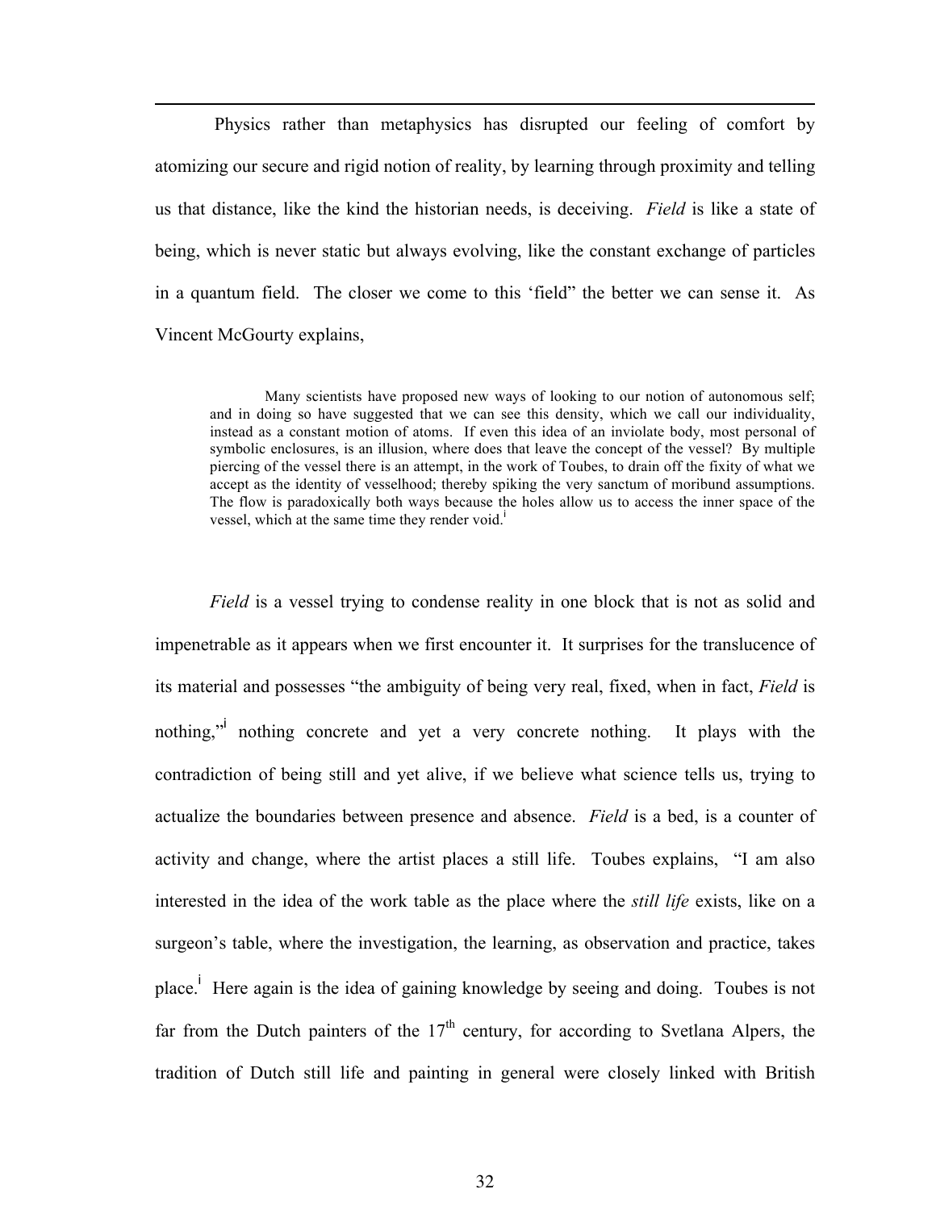Physics rather than metaphysics has disrupted our feeling of comfort by atomizing our secure and rigid notion of reality, by learning through proximity and telling us that distance, like the kind the historian needs, is deceiving. *Field* is like a state of being, which is never static but always evolving, like the constant exchange of particles in a quantum field. The closer we come to this 'field" the better we can sense it. As Vincent McGourty explains,

> Many scientists have proposed new ways of looking to our notion of autonomous self; and in doing so have suggested that we can see this density, which we call our individuality, instead as a constant motion of atoms. If even this idea of an inviolate body, most personal of symbolic enclosures, is an illusion, where does that leave the concept of the vessel? By multiple piercing of the vessel there is an attempt, in the work of Toubes, to drain off the fixity of what we accept as the identity of vesselhood; thereby spiking the very sanctum of moribund assumptions. The flow is paradoxically both ways because the holes allow us to access the inner space of the vessel, which at the same time they render void.[i]

*Field* is a vessel trying to condense reality in one block that is not as solid and impenetrable as it appears when we first encounter it. It surprises for the translucence of its material and possesses "the ambiguity of being very real, fixed, when in fact, *Field* is nothing,"[i] nothing concrete and yet a very concrete nothing. It plays with the contradiction of being still and yet alive, if we believe what science tells us, trying to actualize the boundaries between presence and absence. *Field* is a bed, is a counter of activity and change, where the artist places a still life. Toubes explains, "I am also interested in the idea of the work table as the place where the *still life* exists, like on a surgeon's table, where the investigation, the learning, as observation and practice, takes place.[i] Here again is the idea of gaining knowledge by seeing and doing. Toubes is not far from the Dutch painters of the 17th century, for according to Svetlana Alpers, the tradition of Dutch still life and painting in general were closely linked with British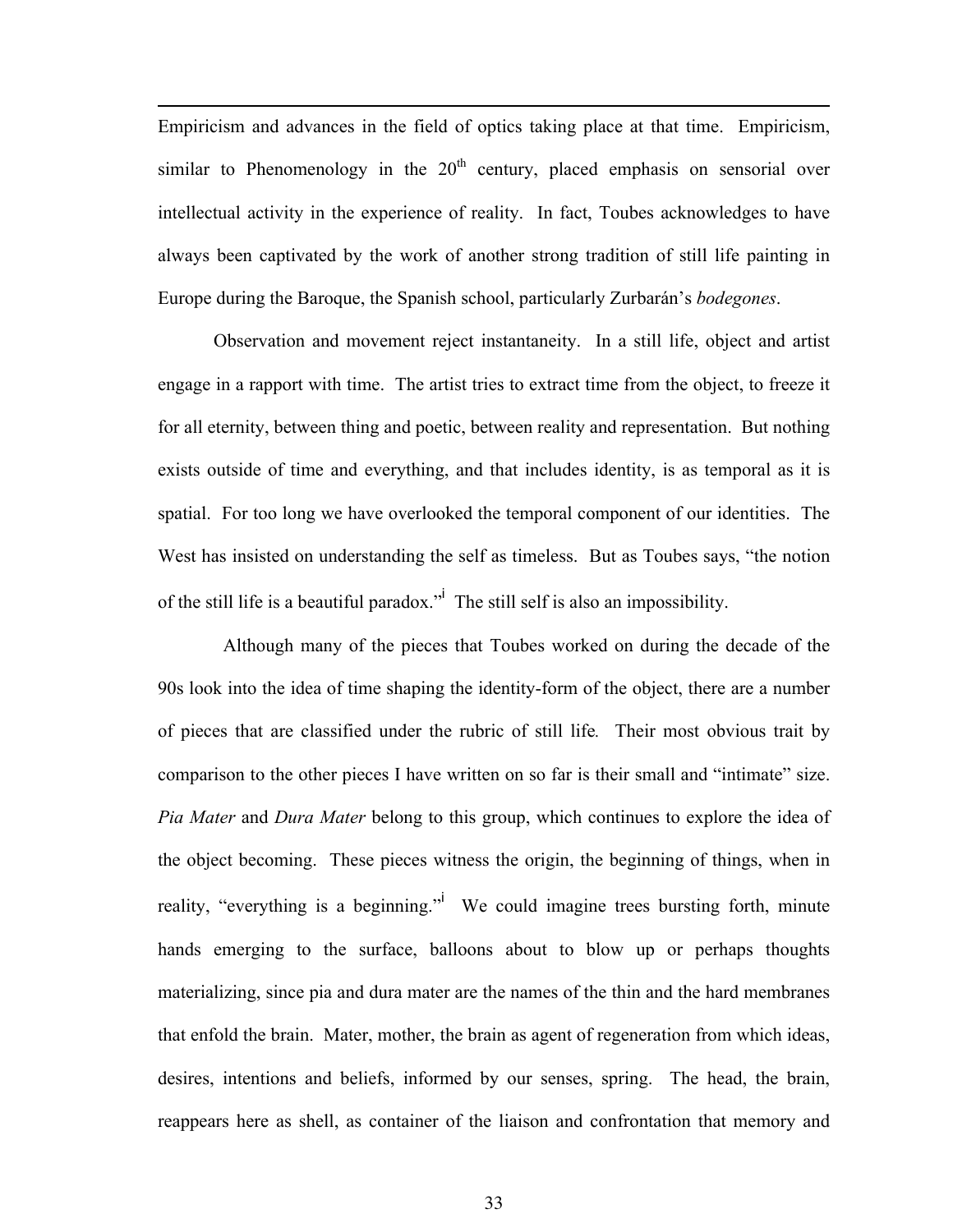Empiricism and advances in the field of optics taking place at that time. Empiricism, similar to Phenomenology in the 20th century, placed emphasis on sensorial over intellectual activity in the experience of reality. In fact, Toubes acknowledges to have always been captivated by the work of another strong tradition of still life painting in Europe during the Baroque, the Spanish school, particularly Zurbarán's *bodegones*.

Observation and movement reject instantaneity. In a still life, object and artist engage in a rapport with time. The artist tries to extract time from the object, to freeze it for all eternity, between thing and poetic, between reality and representation. But nothing exists outside of time and everything, and that includes identity, is as temporal as it is spatial. For too long we have overlooked the temporal component of our identities. The West has insisted on understanding the self as timeless. But as Toubes says, "the notion of the still life is a beautiful paradox."[i] The still self is also an impossibility.

Although many of the pieces that Toubes worked on during the decade of the 90s look into the idea of time shaping the identity-form of the object, there are a number of pieces that are classified under the rubric of still life. Their most obvious trait by comparison to the other pieces I have written on so far is their small and "intimate" size. *Pia Mater* and *Dura Mater* belong to this group, which continues to explore the idea of the object becoming. These pieces witness the origin, the beginning of things, when in reality, "everything is a beginning."[i] We could imagine trees bursting forth, minute hands emerging to the surface, balloons about to blow up or perhaps thoughts materializing, since pia and dura mater are the names of the thin and the hard membranes that enfold the brain. Mater, mother, the brain as agent of regeneration from which ideas, desires, intentions and beliefs, informed by our senses, spring. The head, the brain, reappears here as shell, as container of the liaison and confrontation that memory and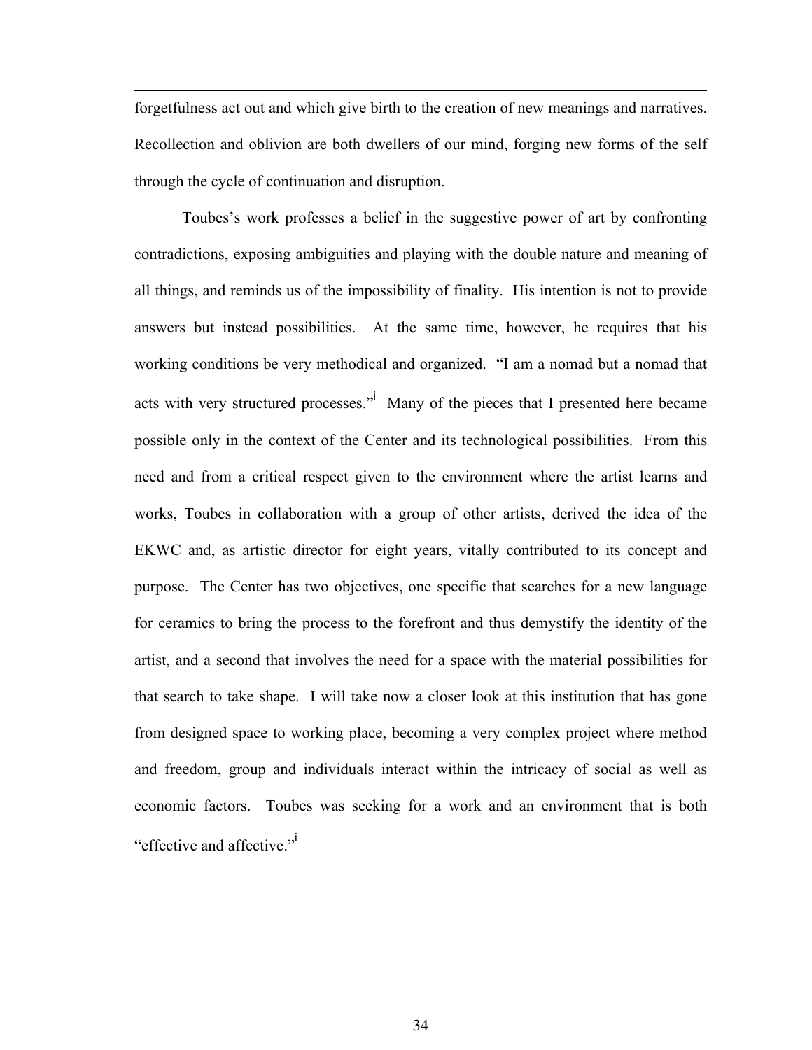forgetfulness act out and which give birth to the creation of new meanings and narratives. Recollection and oblivion are both dwellers of our mind, forging new forms of the self through the cycle of continuation and disruption.

Toubes's work professes a belief in the suggestive power of art by confronting contradictions, exposing ambiguities and playing with the double nature and meaning of all things, and reminds us of the impossibility of finality. His intention is not to provide answers but instead possibilities. At the same time, however, he requires that his working conditions be very methodical and organized. "I am a nomad but a nomad that acts with very structured processes."[i] Many of the pieces that I presented here became possible only in the context of the Center and its technological possibilities. From this need and from a critical respect given to the environment where the artist learns and works, Toubes in collaboration with a group of other artists, derived the idea of the EKWC and, as artistic director for eight years, vitally contributed to its concept and purpose. The Center has two objectives, one specific that searches for a new language for ceramics to bring the process to the forefront and thus demystify the identity of the artist, and a second that involves the need for a space with the material possibilities for that search to take shape. I will take now a closer look at this institution that has gone from designed space to working place, becoming a very complex project where method and freedom, group and individuals interact within the intricacy of social as well as economic factors. Toubes was seeking for a work and an environment that is both "effective and affective."[i]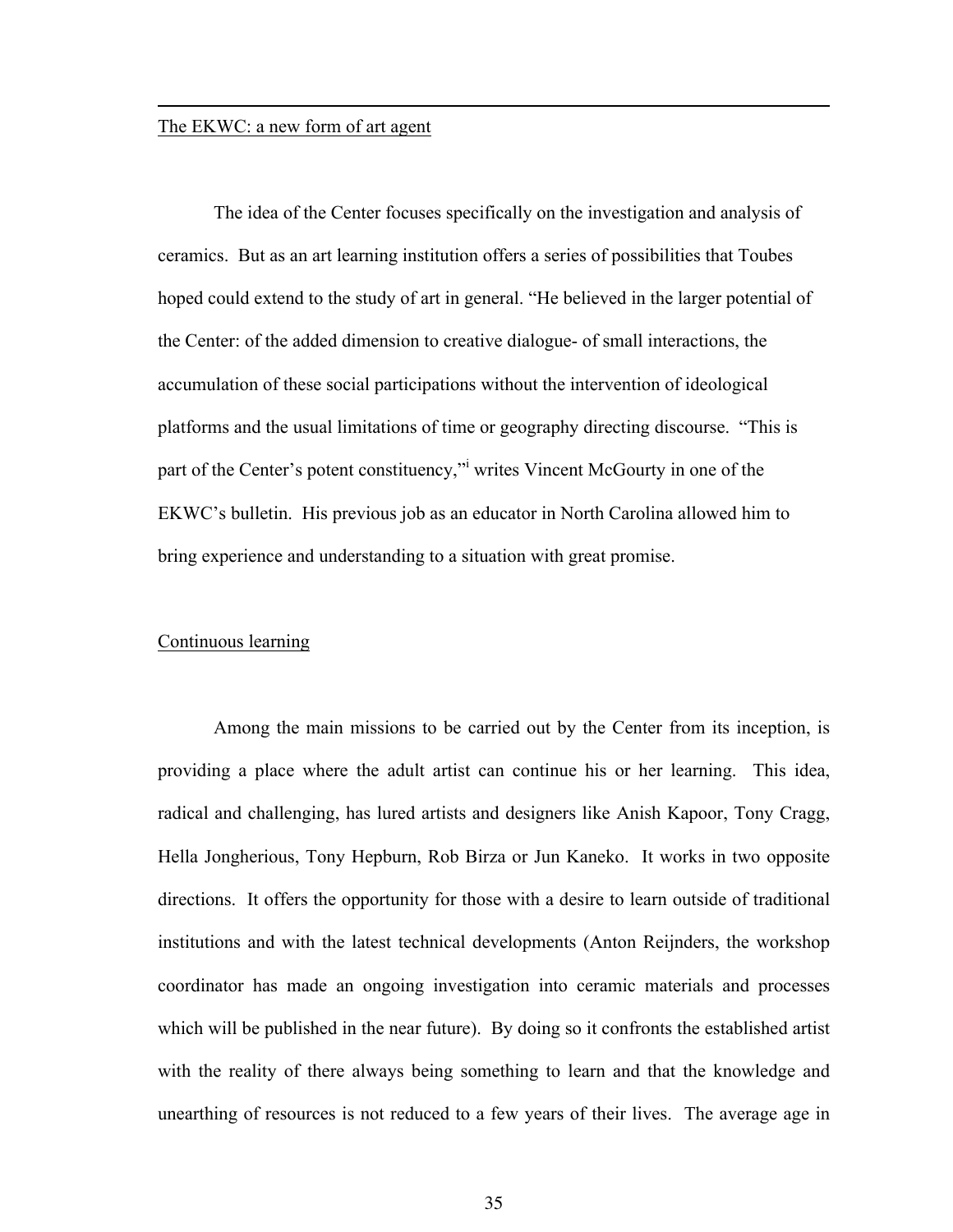---

The EKWC: a new form of art agent

The idea of the Center focuses specifically on the investigation and analysis of ceramics. But as an art learning institution offers a series of possibilities that Toubes hoped could extend to the study of art in general. "He believed in the larger potential of the Center: of the added dimension to creative dialogue- of small interactions, the accumulation of these social participations without the intervention of ideological platforms and the usual limitations of time or geography directing discourse. "This is part of the Center's potent constituency,"[i] writes Vincent McGourty in one of the EKWC's bulletin. His previous job as an educator in North Carolina allowed him to bring experience and understanding to a situation with great promise.

Continuous learning

Among the main missions to be carried out by the Center from its inception, is providing a place where the adult artist can continue his or her learning. This idea, radical and challenging, has lured artists and designers like Anish Kapoor, Tony Cragg, Hella Jongherious, Tony Hepburn, Rob Birza or Jun Kaneko. It works in two opposite directions. It offers the opportunity for those with a desire to learn outside of traditional institutions and with the latest technical developments (Anton Reijnders, the workshop coordinator has made an ongoing investigation into ceramic materials and processes which will be published in the near future). By doing so it confronts the established artist with the reality of there always being something to learn and that the knowledge and unearthing of resources is not reduced to a few years of their lives. The average age in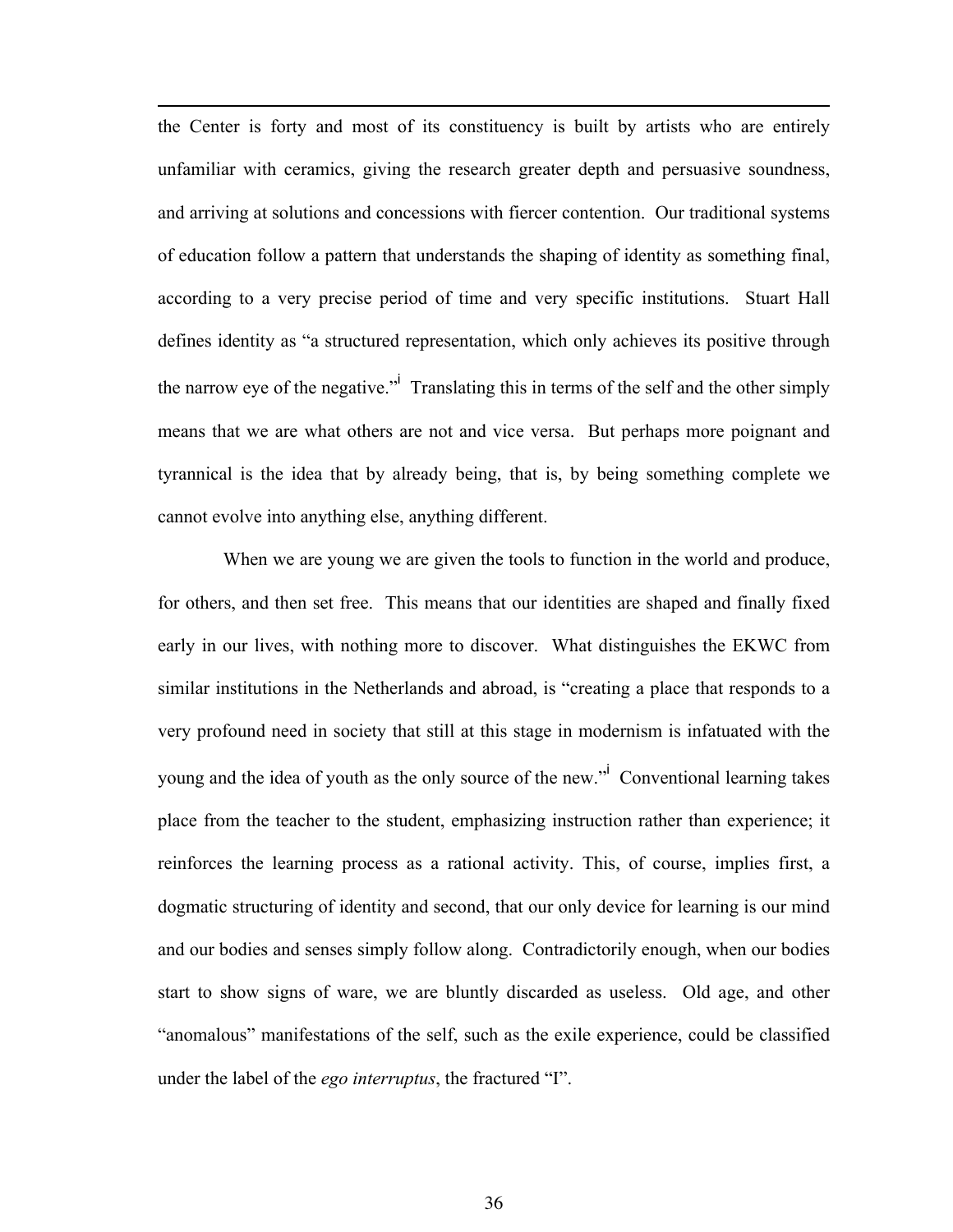the Center is forty and most of its constituency is built by artists who are entirely unfamiliar with ceramics, giving the research greater depth and persuasive soundness, and arriving at solutions and concessions with fiercer contention. Our traditional systems of education follow a pattern that understands the shaping of identity as something final, according to a very precise period of time and very specific institutions. Stuart Hall defines identity as "a structured representation, which only achieves its positive through the narrow eye of the negative."[i] Translating this in terms of the self and the other simply means that we are what others are not and vice versa. But perhaps more poignant and tyrannical is the idea that by already being, that is, by being something complete we cannot evolve into anything else, anything different.

When we are young we are given the tools to function in the world and produce, for others, and then set free. This means that our identities are shaped and finally fixed early in our lives, with nothing more to discover. What distinguishes the EKWC from similar institutions in the Netherlands and abroad, is "creating a place that responds to a very profound need in society that still at this stage in modernism is infatuated with the young and the idea of youth as the only source of the new."[i] Conventional learning takes place from the teacher to the student, emphasizing instruction rather than experience; it reinforces the learning process as a rational activity. This, of course, implies first, a dogmatic structuring of identity and second, that our only device for learning is our mind and our bodies and senses simply follow along. Contradictorily enough, when our bodies start to show signs of ware, we are bluntly discarded as useless. Old age, and other "anomalous" manifestations of the self, such as the exile experience, could be classified under the label of the *ego interruptus*, the fractured "I".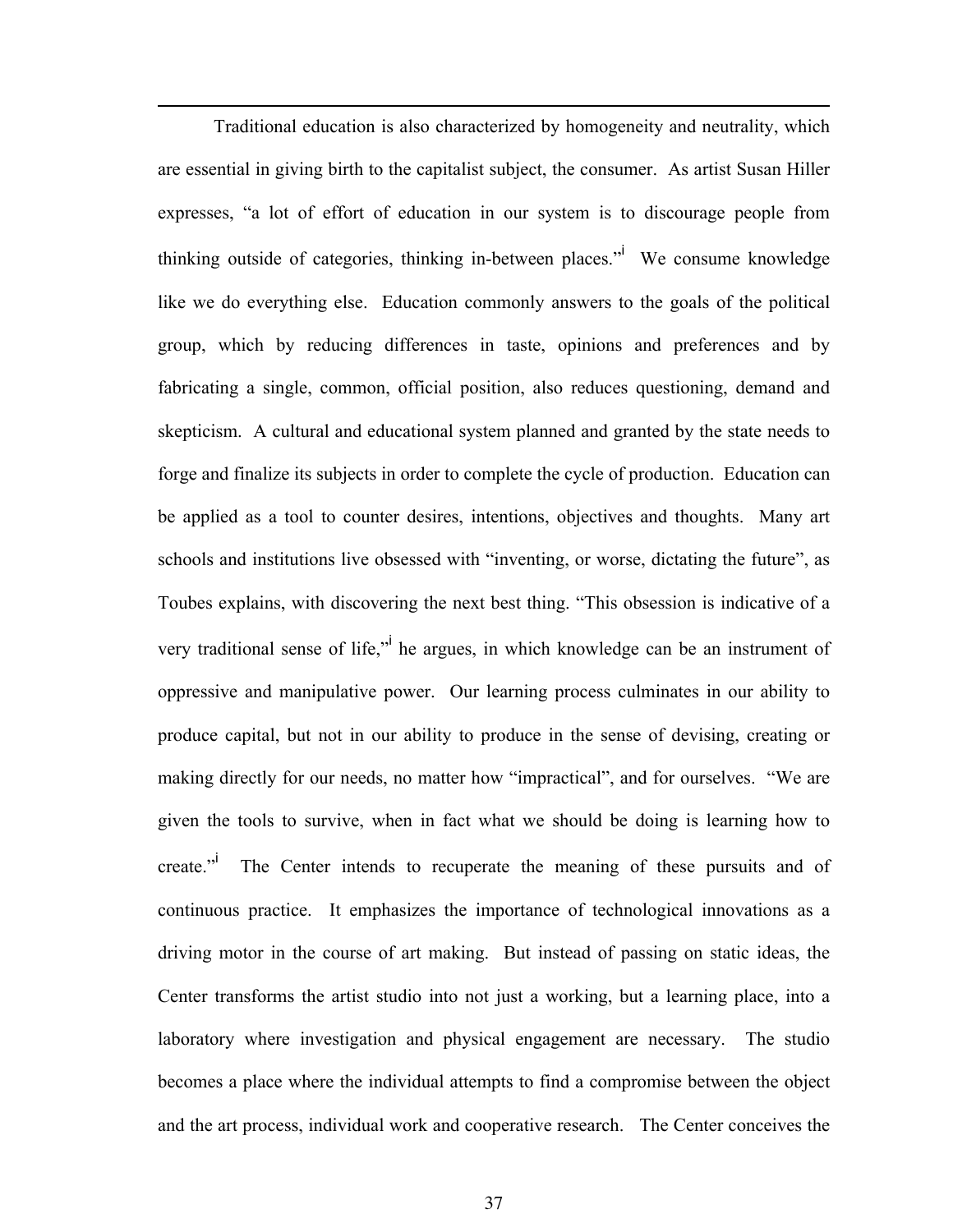Traditional education is also characterized by homogeneity and neutrality, which are essential in giving birth to the capitalist subject, the consumer. As artist Susan Hiller expresses, "a lot of effort of education in our system is to discourage people from thinking outside of categories, thinking in-between places."[i] We consume knowledge like we do everything else. Education commonly answers to the goals of the political group, which by reducing differences in taste, opinions and preferences and by fabricating a single, common, official position, also reduces questioning, demand and skepticism. A cultural and educational system planned and granted by the state needs to forge and finalize its subjects in order to complete the cycle of production. Education can be applied as a tool to counter desires, intentions, objectives and thoughts. Many art schools and institutions live obsessed with "inventing, or worse, dictating the future", as Toubes explains, with discovering the next best thing. "This obsession is indicative of a very traditional sense of life,"[i] he argues, in which knowledge can be an instrument of oppressive and manipulative power. Our learning process culminates in our ability to produce capital, but not in our ability to produce in the sense of devising, creating or making directly for our needs, no matter how "impractical", and for ourselves. "We are given the tools to survive, when in fact what we should be doing is learning how to create."[i] The Center intends to recuperate the meaning of these pursuits and of continuous practice. It emphasizes the importance of technological innovations as a driving motor in the course of art making. But instead of passing on static ideas, the Center transforms the artist studio into not just a working, but a learning place, into a laboratory where investigation and physical engagement are necessary. The studio becomes a place where the individual attempts to find a compromise between the object and the art process, individual work and cooperative research. The Center conceives the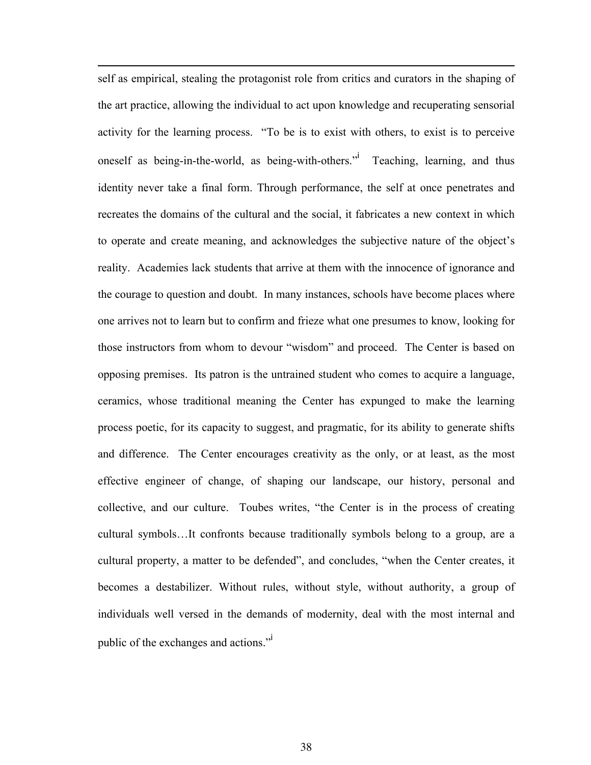self as empirical, stealing the protagonist role from critics and curators in the shaping of the art practice, allowing the individual to act upon knowledge and recuperating sensorial activity for the learning process. "To be is to exist with others, to exist is to perceive oneself as being-in-the-world, as being-with-others."[i] Teaching, learning, and thus identity never take a final form. Through performance, the self at once penetrates and recreates the domains of the cultural and the social, it fabricates a new context in which to operate and create meaning, and acknowledges the subjective nature of the object's reality. Academies lack students that arrive at them with the innocence of ignorance and the courage to question and doubt. In many instances, schools have become places where one arrives not to learn but to confirm and frieze what one presumes to know, looking for those instructors from whom to devour "wisdom" and proceed. The Center is based on opposing premises. Its patron is the untrained student who comes to acquire a language, ceramics, whose traditional meaning the Center has expunged to make the learning process poetic, for its capacity to suggest, and pragmatic, for its ability to generate shifts and difference. The Center encourages creativity as the only, or at least, as the most effective engineer of change, of shaping our landscape, our history, personal and collective, and our culture. Toubes writes, "the Center is in the process of creating cultural symbols…It confronts because traditionally symbols belong to a group, are a cultural property, a matter to be defended", and concludes, "when the Center creates, it becomes a destabilizer. Without rules, without style, without authority, a group of individuals well versed in the demands of modernity, deal with the most internal and public of the exchanges and actions."[i]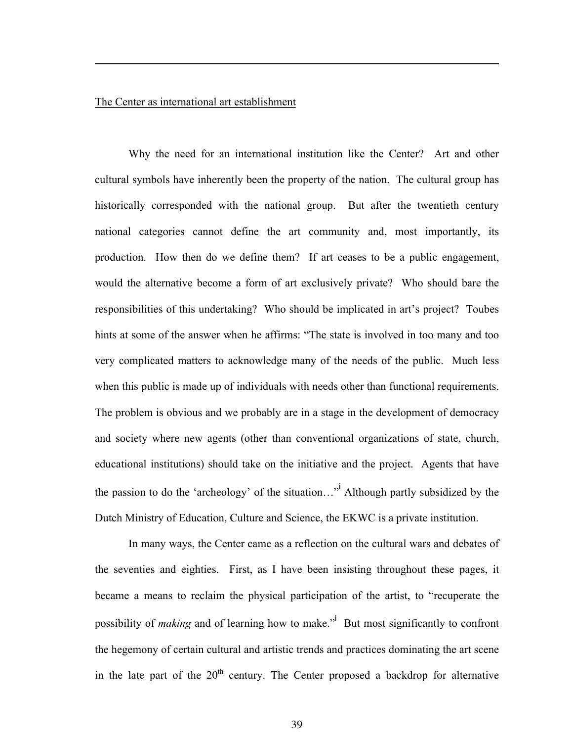The Center as international art establishment

Why the need for an international institution like the Center? Art and other cultural symbols have inherently been the property of the nation. The cultural group has historically corresponded with the national group. But after the twentieth century national categories cannot define the art community and, most importantly, its production. How then do we define them? If art ceases to be a public engagement, would the alternative become a form of art exclusively private? Who should bare the responsibilities of this undertaking? Who should be implicated in art's project? Toubes hints at some of the answer when he affirms: "The state is involved in too many and too very complicated matters to acknowledge many of the needs of the public. Much less when this public is made up of individuals with needs other than functional requirements. The problem is obvious and we probably are in a stage in the development of democracy and society where new agents (other than conventional organizations of state, church, educational institutions) should take on the initiative and the project. Agents that have the passion to do the 'archeology' of the situation…"[i] Although partly subsidized by the Dutch Ministry of Education, Culture and Science, the EKWC is a private institution.

In many ways, the Center came as a reflection on the cultural wars and debates of the seventies and eighties. First, as I have been insisting throughout these pages, it became a means to reclaim the physical participation of the artist, to "recuperate the possibility of *making* and of learning how to make."[i] But most significantly to confront the hegemony of certain cultural and artistic trends and practices dominating the art scene in the late part of the 20th century. The Center proposed a backdrop for alternative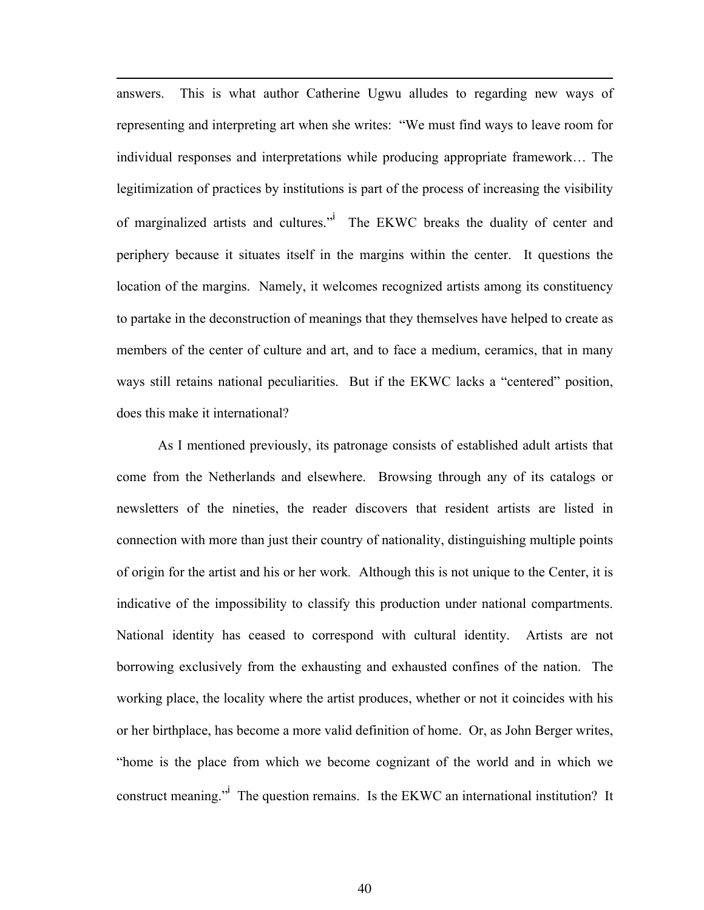answers. This is what author Catherine Ugwu alludes to regarding new ways of representing and interpreting art when she writes: "We must find ways to leave room for individual responses and interpretations while producing appropriate framework… The legitimization of practices by institutions is part of the process of increasing the visibility of marginalized artists and cultures."[i] The EKWC breaks the duality of center and periphery because it situates itself in the margins within the center. It questions the location of the margins. Namely, it welcomes recognized artists among its constituency to partake in the deconstruction of meanings that they themselves have helped to create as members of the center of culture and art, and to face a medium, ceramics, that in many ways still retains national peculiarities. But if the EKWC lacks a "centered" position, does this make it international?

As I mentioned previously, its patronage consists of established adult artists that come from the Netherlands and elsewhere. Browsing through any of its catalogs or newsletters of the nineties, the reader discovers that resident artists are listed in connection with more than just their country of nationality, distinguishing multiple points of origin for the artist and his or her work. Although this is not unique to the Center, it is indicative of the impossibility to classify this production under national compartments. National identity has ceased to correspond with cultural identity. Artists are not borrowing exclusively from the exhausting and exhausted confines of the nation. The working place, the locality where the artist produces, whether or not it coincides with his or her birthplace, has become a more valid definition of home. Or, as John Berger writes, "home is the place from which we become cognizant of the world and in which we construct meaning."[i] The question remains. Is the EKWC an international institution? It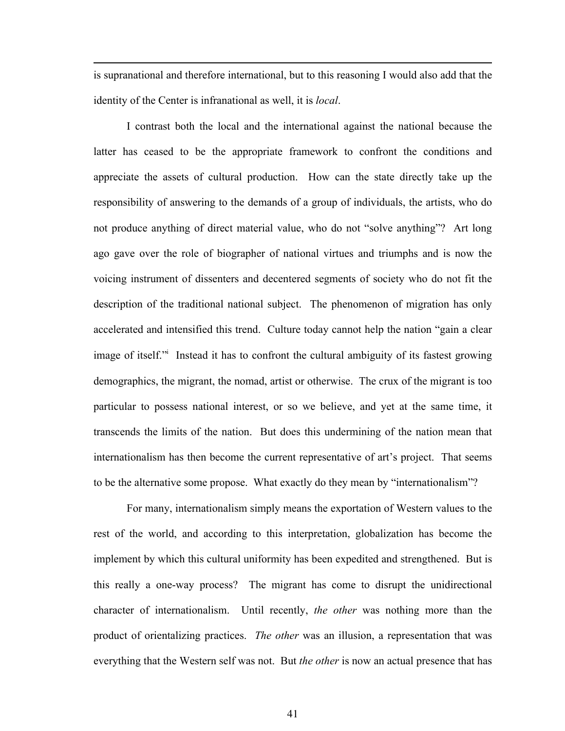is supranational and therefore international, but to this reasoning I would also add that the identity of the Center is infranational as well, it is *local*.

I contrast both the local and the international against the national because the latter has ceased to be the appropriate framework to confront the conditions and appreciate the assets of cultural production. How can the state directly take up the responsibility of answering to the demands of a group of individuals, the artists, who do not produce anything of direct material value, who do not "solve anything"? Art long ago gave over the role of biographer of national virtues and triumphs and is now the voicing instrument of dissenters and decentered segments of society who do not fit the description of the traditional national subject. The phenomenon of migration has only accelerated and intensified this trend. Culture today cannot help the nation "gain a clear image of itself."[i] Instead it has to confront the cultural ambiguity of its fastest growing demographics, the migrant, the nomad, artist or otherwise. The crux of the migrant is too particular to possess national interest, or so we believe, and yet at the same time, it transcends the limits of the nation. But does this undermining of the nation mean that internationalism has then become the current representative of art's project. That seems to be the alternative some propose. What exactly do they mean by "internationalism"?

For many, internationalism simply means the exportation of Western values to the rest of the world, and according to this interpretation, globalization has become the implement by which this cultural uniformity has been expedited and strengthened. But is this really a one-way process? The migrant has come to disrupt the unidirectional character of internationalism. Until recently, *the other* was nothing more than the product of orientalizing practices. *The other* was an illusion, a representation that was everything that the Western self was not. But *the other* is now an actual presence that has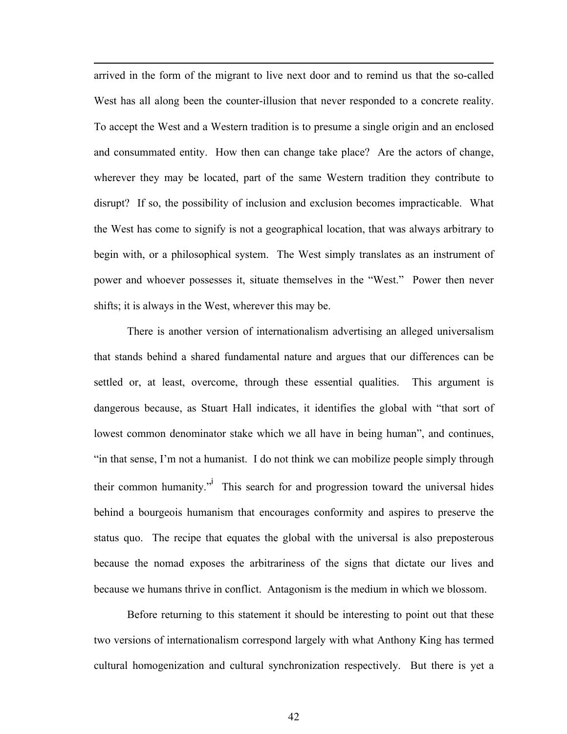arrived in the form of the migrant to live next door and to remind us that the so-called West has all along been the counter-illusion that never responded to a concrete reality. To accept the West and a Western tradition is to presume a single origin and an enclosed and consummated entity. How then can change take place? Are the actors of change, wherever they may be located, part of the same Western tradition they contribute to disrupt? If so, the possibility of inclusion and exclusion becomes impracticable. What the West has come to signify is not a geographical location, that was always arbitrary to begin with, or a philosophical system. The West simply translates as an instrument of power and whoever possesses it, situate themselves in the "West." Power then never shifts; it is always in the West, wherever this may be.

There is another version of internationalism advertising an alleged universalism that stands behind a shared fundamental nature and argues that our differences can be settled or, at least, overcome, through these essential qualities. This argument is dangerous because, as Stuart Hall indicates, it identifies the global with "that sort of lowest common denominator stake which we all have in being human", and continues, "in that sense, I'm not a humanist. I do not think we can mobilize people simply through their common humanity."[i] This search for and progression toward the universal hides behind a bourgeois humanism that encourages conformity and aspires to preserve the status quo. The recipe that equates the global with the universal is also preposterous because the nomad exposes the arbitrariness of the signs that dictate our lives and because we humans thrive in conflict. Antagonism is the medium in which we blossom.

Before returning to this statement it should be interesting to point out that these two versions of internationalism correspond largely with what Anthony King has termed cultural homogenization and cultural synchronization respectively. But there is yet a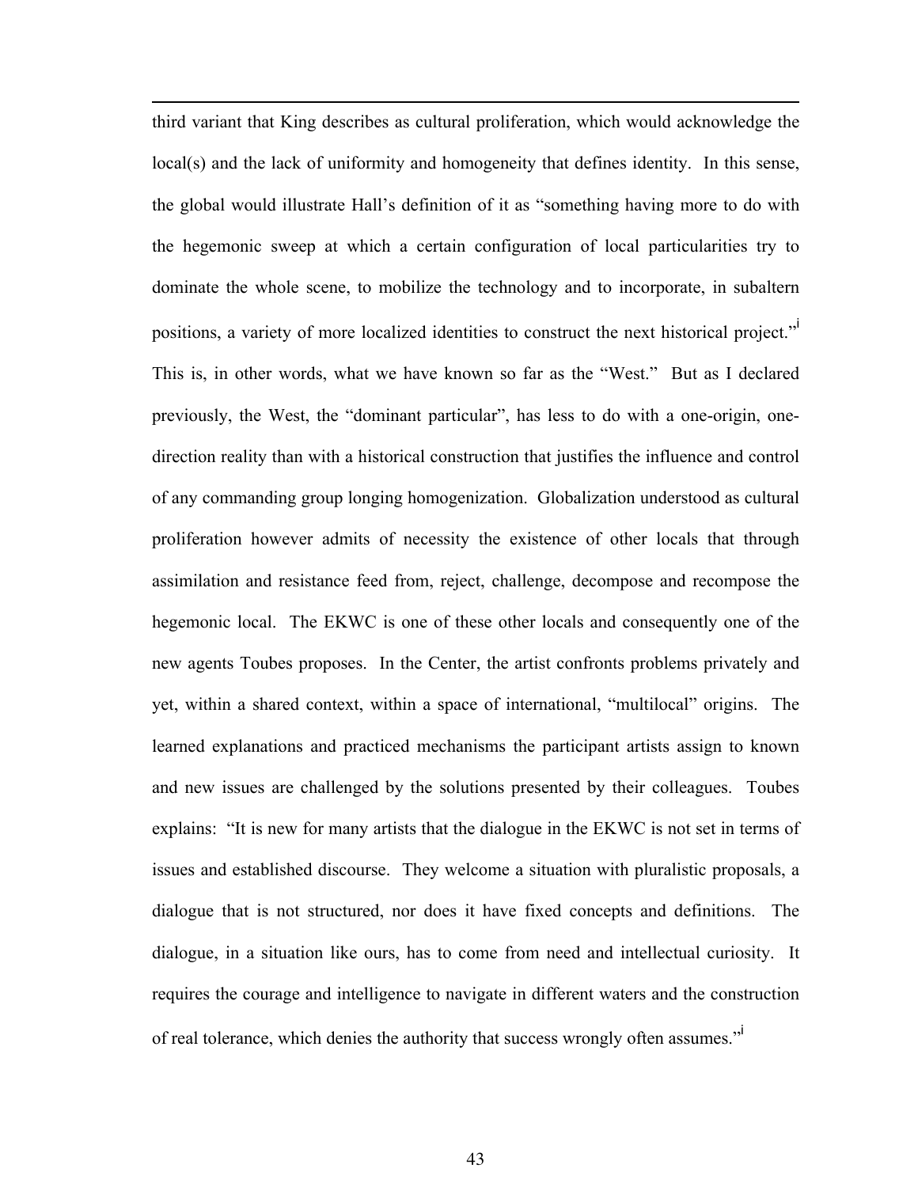third variant that King describes as cultural proliferation, which would acknowledge the local(s) and the lack of uniformity and homogeneity that defines identity. In this sense, the global would illustrate Hall's definition of it as "something having more to do with the hegemonic sweep at which a certain configuration of local particularities try to dominate the whole scene, to mobilize the technology and to incorporate, in subaltern positions, a variety of more localized identities to construct the next historical project."[i] This is, in other words, what we have known so far as the "West." But as I declared previously, the West, the "dominant particular", has less to do with a one-origin, one-direction reality than with a historical construction that justifies the influence and control of any commanding group longing homogenization. Globalization understood as cultural proliferation however admits of necessity the existence of other locals that through assimilation and resistance feed from, reject, challenge, decompose and recompose the hegemonic local. The EKWC is one of these other locals and consequently one of the new agents Toubes proposes. In the Center, the artist confronts problems privately and yet, within a shared context, within a space of international, "multilocal" origins. The learned explanations and practiced mechanisms the participant artists assign to known and new issues are challenged by the solutions presented by their colleagues. Toubes explains: "It is new for many artists that the dialogue in the EKWC is not set in terms of issues and established discourse. They welcome a situation with pluralistic proposals, a dialogue that is not structured, nor does it have fixed concepts and definitions. The dialogue, in a situation like ours, has to come from need and intellectual curiosity. It requires the courage and intelligence to navigate in different waters and the construction of real tolerance, which denies the authority that success wrongly often assumes."[i]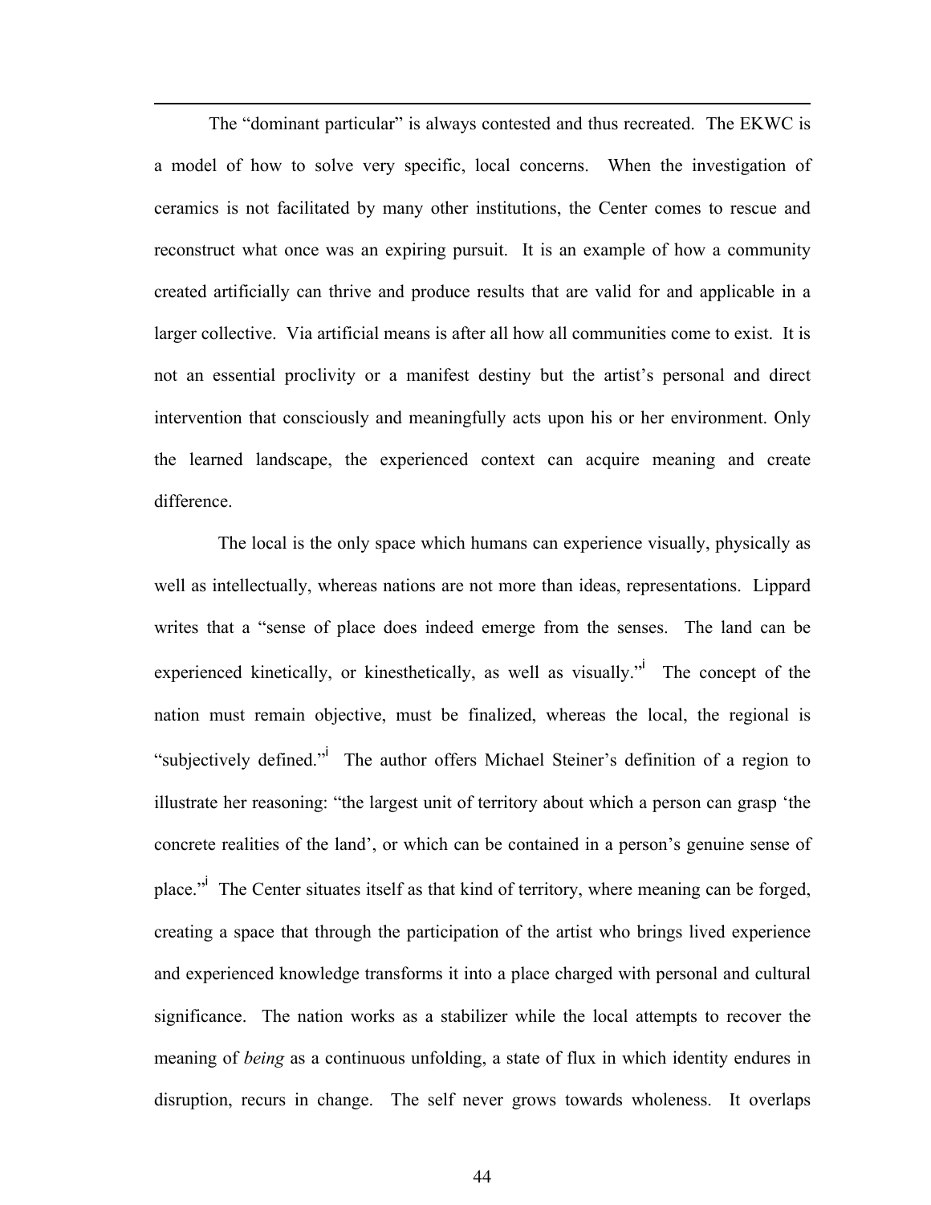The "dominant particular" is always contested and thus recreated. The EKWC is a model of how to solve very specific, local concerns. When the investigation of ceramics is not facilitated by many other institutions, the Center comes to rescue and reconstruct what once was an expiring pursuit. It is an example of how a community created artificially can thrive and produce results that are valid for and applicable in a larger collective. Via artificial means is after all how all communities come to exist. It is not an essential proclivity or a manifest destiny but the artist's personal and direct intervention that consciously and meaningfully acts upon his or her environment. Only the learned landscape, the experienced context can acquire meaning and create difference.

The local is the only space which humans can experience visually, physically as well as intellectually, whereas nations are not more than ideas, representations. Lippard writes that a "sense of place does indeed emerge from the senses. The land can be experienced kinetically, or kinesthetically, as well as visually."[i] The concept of the nation must remain objective, must be finalized, whereas the local, the regional is "subjectively defined."[i] The author offers Michael Steiner's definition of a region to illustrate her reasoning: "the largest unit of territory about which a person can grasp 'the concrete realities of the land', or which can be contained in a person's genuine sense of place."[i] The Center situates itself as that kind of territory, where meaning can be forged, creating a space that through the participation of the artist who brings lived experience and experienced knowledge transforms it into a place charged with personal and cultural significance. The nation works as a stabilizer while the local attempts to recover the meaning of *being* as a continuous unfolding, a state of flux in which identity endures in disruption, recurs in change. The self never grows towards wholeness. It overlaps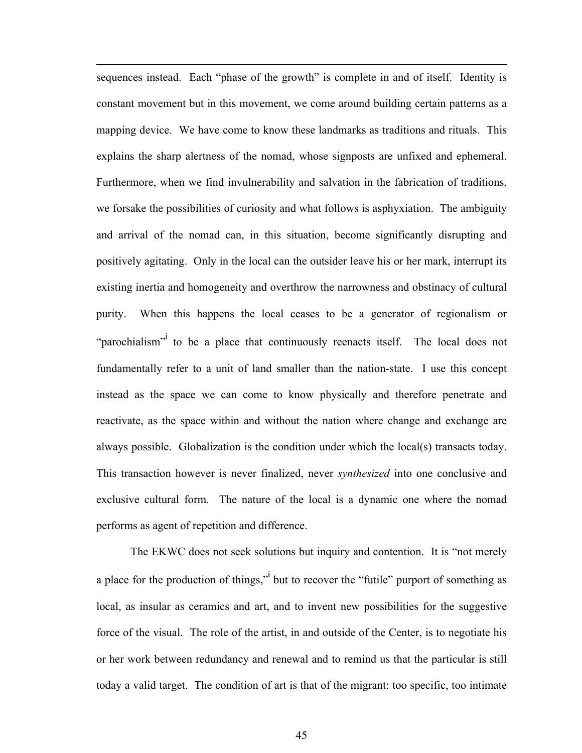sequences instead. Each "phase of the growth" is complete in and of itself. Identity is constant movement but in this movement, we come around building certain patterns as a mapping device. We have come to know these landmarks as traditions and rituals. This explains the sharp alertness of the nomad, whose signposts are unfixed and ephemeral. Furthermore, when we find invulnerability and salvation in the fabrication of traditions, we forsake the possibilities of curiosity and what follows is asphyxiation. The ambiguity and arrival of the nomad can, in this situation, become significantly disrupting and positively agitating. Only in the local can the outsider leave his or her mark, interrupt its existing inertia and homogeneity and overthrow the narrowness and obstinacy of cultural purity. When this happens the local ceases to be a generator of regionalism or "parochialism"[i] to be a place that continuously reenacts itself. The local does not fundamentally refer to a unit of land smaller than the nation-state. I use this concept instead as the space we can come to know physically and therefore penetrate and reactivate, as the space within and without the nation where change and exchange are always possible. Globalization is the condition under which the local(s) transacts today. This transaction however is never finalized, never *synthesized* into one conclusive and exclusive cultural form. The nature of the local is a dynamic one where the nomad performs as agent of repetition and difference.

The EKWC does not seek solutions but inquiry and contention. It is "not merely a place for the production of things,"[i] but to recover the "futile" purport of something as local, as insular as ceramics and art, and to invent new possibilities for the suggestive force of the visual. The role of the artist, in and outside of the Center, is to negotiate his or her work between redundancy and renewal and to remind us that the particular is still today a valid target. The condition of art is that of the migrant: too specific, too intimate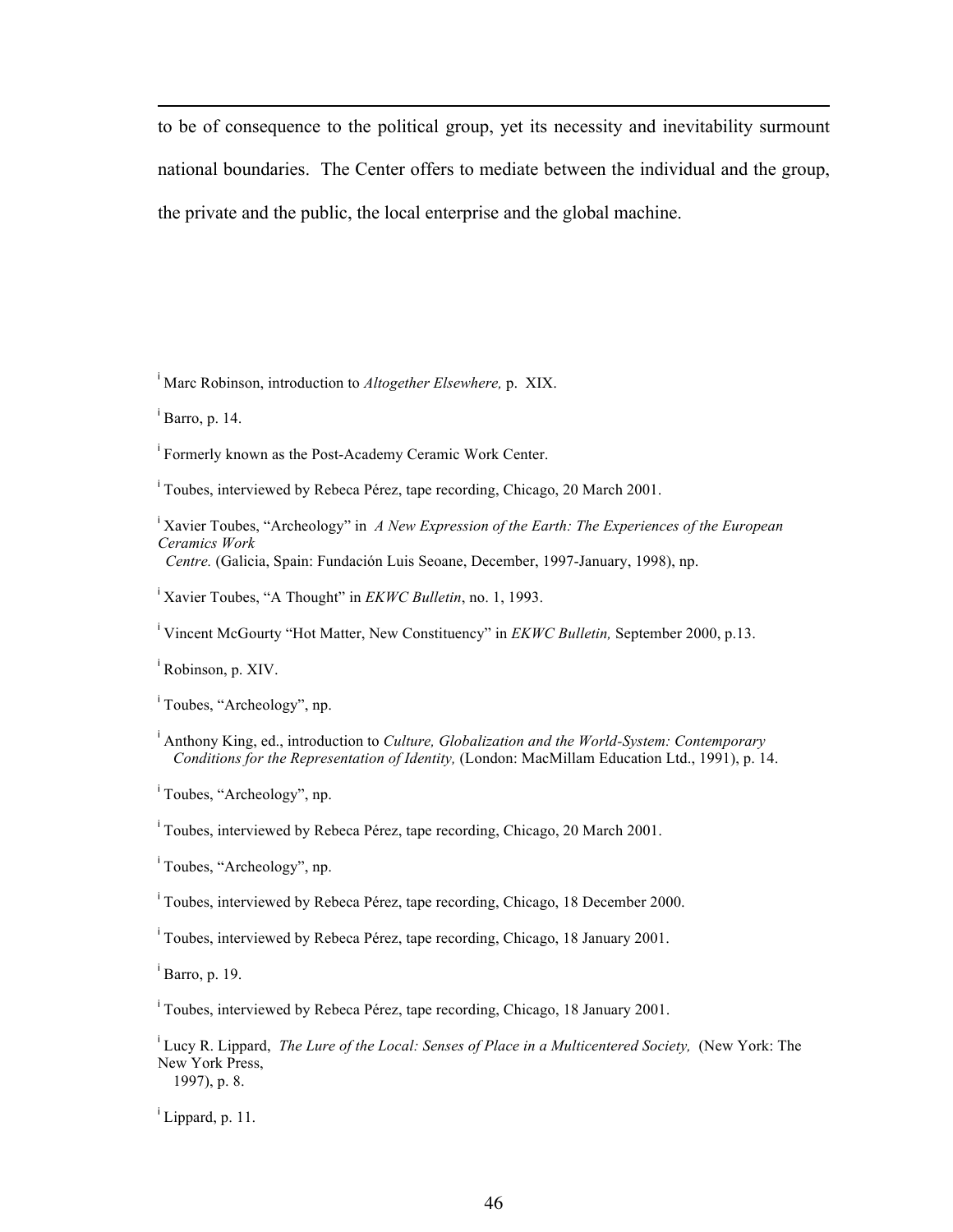to be of consequence to the political group, yet its necessity and inevitability surmount national boundaries. The Center offers to mediate between the individual and the group, the private and the public, the local enterprise and the global machine.

---

[i] Marc Robinson, introduction to *Altogether Elsewhere,* p. XIX.

[i] Barro, p. 14.

[i] Formerly known as the Post-Academy Ceramic Work Center.

[i] Toubes, interviewed by Rebeca Pérez, tape recording, Chicago, 20 March 2001.

[i] Xavier Toubes, "Archeology" in *A New Expression of the Earth: The Experiences of the European Ceramics Work Centre.* (Galicia, Spain: Fundación Luis Seoane, December, 1997-January, 1998), np.

[i] Xavier Toubes, "A Thought" in *EKWC Bulletin*, no. 1, 1993.

[i] Vincent McGourty "Hot Matter, New Constituency" in *EKWC Bulletin,* September 2000, p.13.

[i] Robinson, p. XIV.

[i] Toubes, "Archeology", np.

[i] Anthony King, ed., introduction to *Culture, Globalization and the World-System: Contemporary Conditions for the Representation of Identity,* (London: MacMillam Education Ltd., 1991), p. 14.

[i] Toubes, "Archeology", np.

[i] Toubes, interviewed by Rebeca Pérez, tape recording, Chicago, 20 March 2001.

[i] Toubes, "Archeology", np.

[i] Toubes, interviewed by Rebeca Pérez, tape recording, Chicago, 18 December 2000.

[i] Toubes, interviewed by Rebeca Pérez, tape recording, Chicago, 18 January 2001.

[i] Barro, p. 19.

[i] Toubes, interviewed by Rebeca Pérez, tape recording, Chicago, 18 January 2001.

[i] Lucy R. Lippard, *The Lure of the Local: Senses of Place in a Multicentered Society,* (New York: The New York Press, 1997), p. 8.

[i] Lippard, p. 11.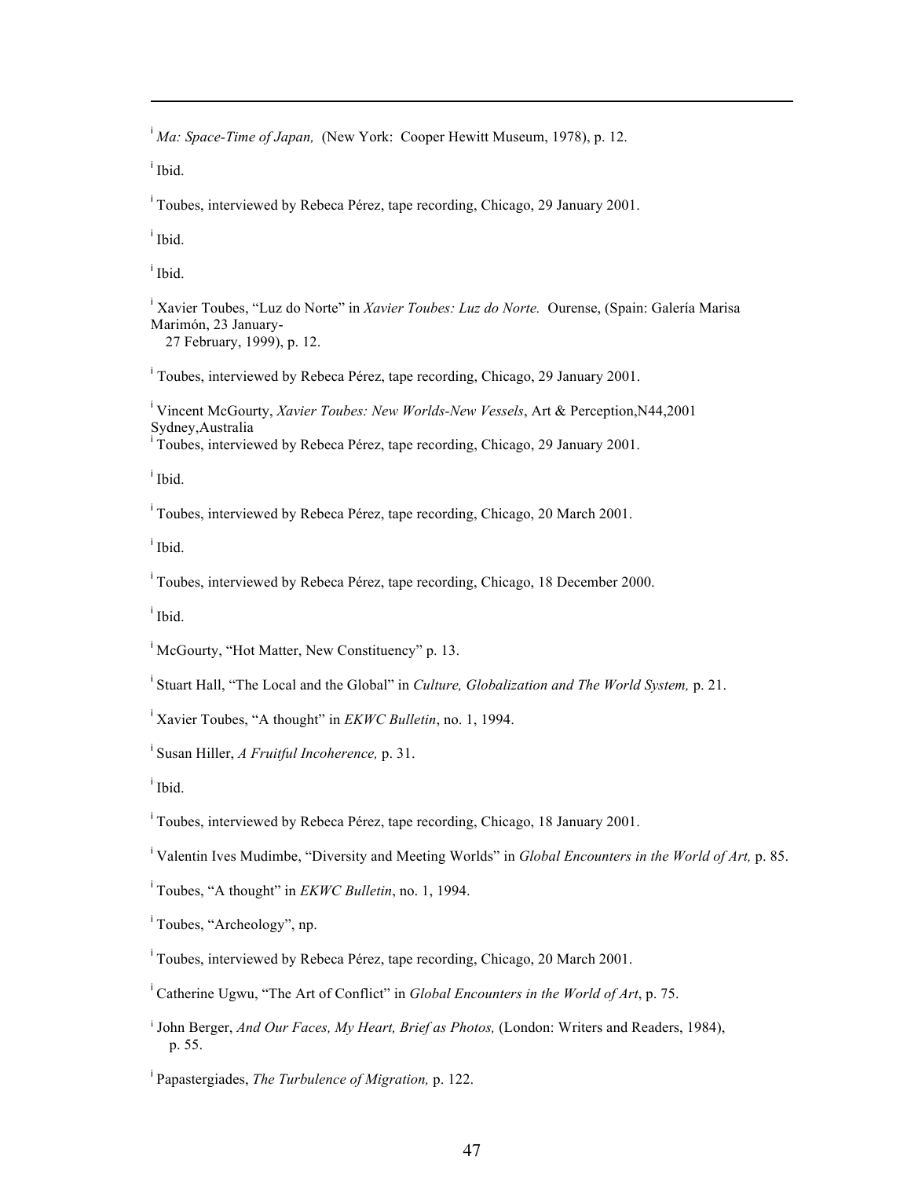[i] *Ma: Space-Time of Japan,* (New York: Cooper Hewitt Museum, 1978), p. 12.

[i] Ibid.

[i] Toubes, interviewed by Rebeca Pérez, tape recording, Chicago, 29 January 2001.

[i] Ibid.

[i] Ibid.

[i] Xavier Toubes, "Luz do Norte" in *Xavier Toubes: Luz do Norte.* Ourense, (Spain: Galería Marisa Marimón, 23 January-
27 February, 1999), p. 12.

[i] Toubes, interviewed by Rebeca Pérez, tape recording, Chicago, 29 January 2001.

[i] Vincent McGourty, *Xavier Toubes: New Worlds-New Vessels*, Art & Perception,N44,2001 Sydney,Australia

[i] Toubes, interviewed by Rebeca Pérez, tape recording, Chicago, 29 January 2001.

[i] Ibid.

[i] Toubes, interviewed by Rebeca Pérez, tape recording, Chicago, 20 March 2001.

[i] Ibid.

[i] Toubes, interviewed by Rebeca Pérez, tape recording, Chicago, 18 December 2000.

[i] Ibid.

[i] McGourty, "Hot Matter, New Constituency" p. 13.

[i] Stuart Hall, "The Local and the Global" in *Culture, Globalization and The World System,* p. 21.

[i] Xavier Toubes, "A thought" in *EKWC Bulletin*, no. 1, 1994.

[i] Susan Hiller, *A Fruitful Incoherence,* p. 31.

[i] Ibid.

[i] Toubes, interviewed by Rebeca Pérez, tape recording, Chicago, 18 January 2001.

[i] Valentin Ives Mudimbe, "Diversity and Meeting Worlds" in *Global Encounters in the World of Art,* p. 85.

[i] Toubes, "A thought" in *EKWC Bulletin*, no. 1, 1994.

[i] Toubes, "Archeology", np.

[i] Toubes, interviewed by Rebeca Pérez, tape recording, Chicago, 20 March 2001.

[i] Catherine Ugwu, "The Art of Conflict" in *Global Encounters in the World of Art*, p. 75.

[i] John Berger, *And Our Faces, My Heart, Brief as Photos,* (London: Writers and Readers, 1984), p. 55.

[i] Papastergiades, *The Turbulence of Migration,* p. 122.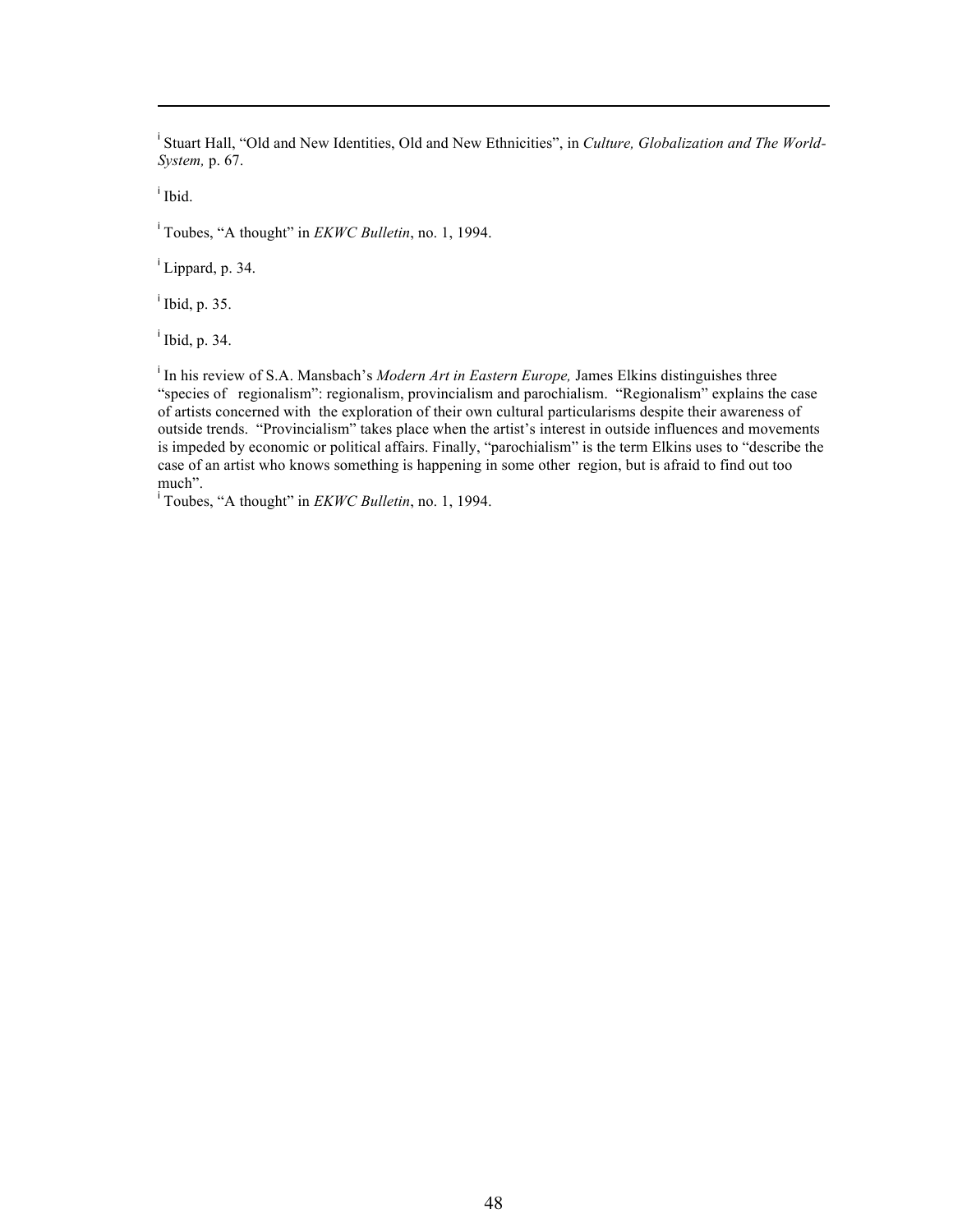[i] Stuart Hall, "Old and New Identities, Old and New Ethnicities", in *Culture, Globalization and The World-System,* p. 67.

[i] Ibid.

[i] Toubes, "A thought" in *EKWC Bulletin*, no. 1, 1994.

[i] Lippard, p. 34.

[i] Ibid, p. 35.

[i] Ibid, p. 34.

[i] In his review of S.A. Mansbach's *Modern Art in Eastern Europe,* James Elkins distinguishes three "species of regionalism": regionalism, provincialism and parochialism. "Regionalism" explains the case of artists concerned with the exploration of their own cultural particularisms despite their awareness of outside trends. "Provincialism" takes place when the artist's interest in outside influences and movements is impeded by economic or political affairs. Finally, "parochialism" is the term Elkins uses to "describe the case of an artist who knows something is happening in some other region, but is afraid to find out too much".

[i] Toubes, "A thought" in *EKWC Bulletin*, no. 1, 1994.